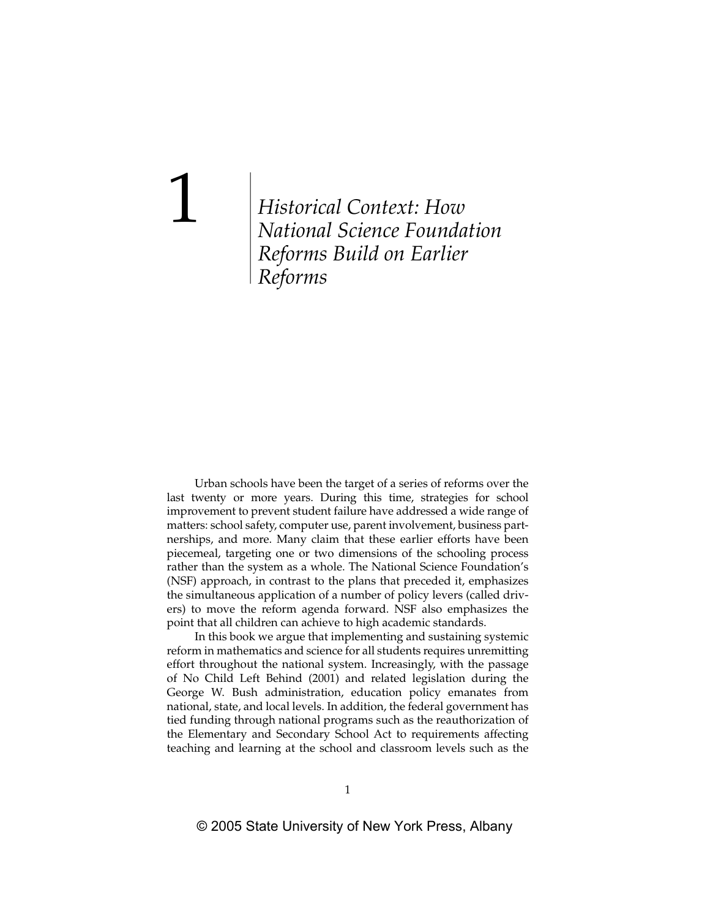# 1 Historical Context: How National Science Foundation Reforms Build on Earlier Reforms

Urban schools have been the target of a series of reforms over the last twenty or more years. During this time, strategies for school improvement to prevent student failure have addressed a wide range of matters: school safety, computer use, parent involvement, business partnerships, and more. Many claim that these earlier efforts have been piecemeal, targeting one or two dimensions of the schooling process rather than the system as a whole. The National Science Foundation's (NSF) approach, in contrast to the plans that preceded it, emphasizes the simultaneous application of a number of policy levers (called drivers) to move the reform agenda forward. NSF also emphasizes the point that all children can achieve to high academic standards.

In this book we argue that implementing and sustaining systemic reform in mathematics and science for all students requires unremitting effort throughout the national system. Increasingly, with the passage of No Child Left Behind (2001) and related legislation during the George W. Bush administration, education policy emanates from national, state, and local levels. In addition, the federal government has tied funding through national programs such as the reauthorization of the Elementary and Secondary School Act to requirements affecting teaching and learning at the school and classroom levels such as the

© 2005 State University of New York Press, Albany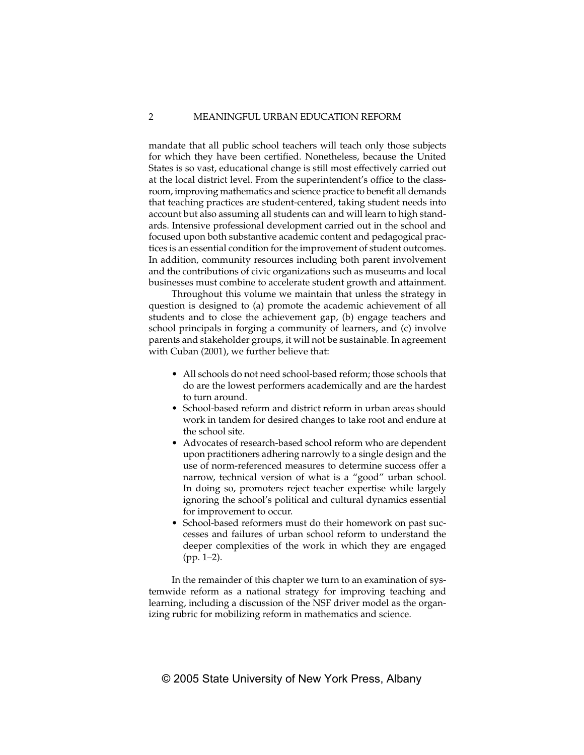mandate that all public school teachers will teach only those subjects for which they have been certified. Nonetheless, because the United States is so vast, educational change is still most effectively carried out at the local district level. From the superintendent's office to the classroom, improving mathematics and science practice to benefit all demands that teaching practices are student-centered, taking student needs into account but also assuming all students can and will learn to high standards. Intensive professional development carried out in the school and focused upon both substantive academic content and pedagogical practices is an essential condition for the improvement of student outcomes. In addition, community resources including both parent involvement and the contributions of civic organizations such as museums and local businesses must combine to accelerate student growth and attainment.

Throughout this volume we maintain that unless the strategy in question is designed to (a) promote the academic achievement of all students and to close the achievement gap, (b) engage teachers and school principals in forging a community of learners, and (c) involve parents and stakeholder groups, it will not be sustainable. In agreement with Cuban (2001), we further believe that:

- All schools do not need school-based reform; those schools that do are the lowest performers academically and are the hardest to turn around.
- School-based reform and district reform in urban areas should work in tandem for desired changes to take root and endure at the school site.
- Advocates of research-based school reform who are dependent upon practitioners adhering narrowly to a single design and the use of norm-referenced measures to determine success offer a narrow, technical version of what is a "good" urban school. In doing so, promoters reject teacher expertise while largely ignoring the school's political and cultural dynamics essential for improvement to occur.
- School-based reformers must do their homework on past successes and failures of urban school reform to understand the deeper complexities of the work in which they are engaged (pp. 1–2).

In the remainder of this chapter we turn to an examination of systemwide reform as a national strategy for improving teaching and learning, including a discussion of the NSF driver model as the organizing rubric for mobilizing reform in mathematics and science.

© 2005 State University of New York Press, Albany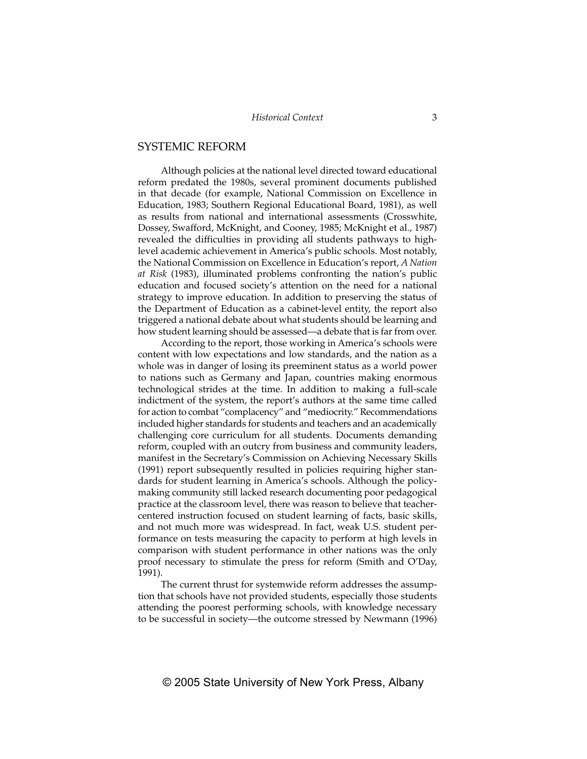## SYSTEMIC REFORM

Although policies at the national level directed toward educational reform predated the 1980s, several prominent documents published in that decade (for example, National Commission on Excellence in Education, 1983; Southern Regional Educational Board, 1981), as well as results from national and international assessments (Crosswhite, Dossey, Swafford, McKnight, and Cooney, 1985; McKnight et al., 1987) revealed the difficulties in providing all students pathways to high-level academic achievement in America's public schools. Most notably, the National Commission on Excellence in Education's report, *A Nation at Risk* (1983), illuminated problems confronting the nation's public education and focused society's attention on the need for a national strategy to improve education. In addition to preserving the status of the Department of Education as a cabinet-level entity, the report also triggered a national debate about what students should be learning and how student learning should be assessed—a debate that is far from over.

According to the report, those working in America's schools were content with low expectations and low standards, and the nation as a whole was in danger of losing its preeminent status as a world power to nations such as Germany and Japan, countries making enormous technological strides at the time. In addition to making a full-scale indictment of the system, the report's authors at the same time called for action to combat "complacency" and "mediocrity." Recommendations included higher standards for students and teachers and an academically challenging core curriculum for all students. Documents demanding reform, coupled with an outcry from business and community leaders, manifest in the Secretary's Commission on Achieving Necessary Skills (1991) report subsequently resulted in policies requiring higher standards for student learning in America's schools. Although the policymaking community still lacked research documenting poor pedagogical practice at the classroom level, there was reason to believe that teacher-centered instruction focused on student learning of facts, basic skills, and not much more was widespread. In fact, weak U.S. student performance on tests measuring the capacity to perform at high levels in comparison with student performance in other nations was the only proof necessary to stimulate the press for reform (Smith and O'Day, 1991).

The current thrust for systemwide reform addresses the assumption that schools have not provided students, especially those students attending the poorest performing schools, with knowledge necessary to be successful in society—the outcome stressed by Newmann (1996)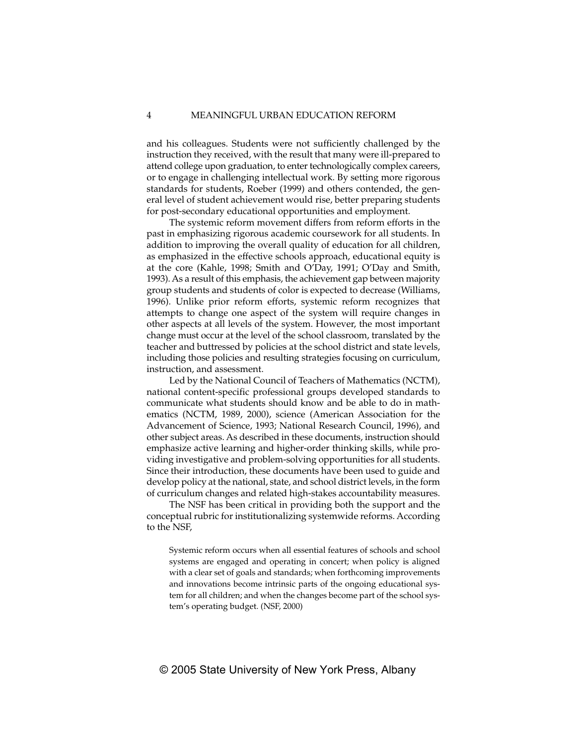and his colleagues. Students were not sufficiently challenged by the instruction they received, with the result that many were ill-prepared to attend college upon graduation, to enter technologically complex careers, or to engage in challenging intellectual work. By setting more rigorous standards for students, Roeber (1999) and others contended, the general level of student achievement would rise, better preparing students for post-secondary educational opportunities and employment.

The systemic reform movement differs from reform efforts in the past in emphasizing rigorous academic coursework for all students. In addition to improving the overall quality of education for all children, as emphasized in the effective schools approach, educational equity is at the core (Kahle, 1998; Smith and O'Day, 1991; O'Day and Smith, 1993). As a result of this emphasis, the achievement gap between majority group students and students of color is expected to decrease (Williams, 1996). Unlike prior reform efforts, systemic reform recognizes that attempts to change one aspect of the system will require changes in other aspects at all levels of the system. However, the most important change must occur at the level of the school classroom, translated by the teacher and buttressed by policies at the school district and state levels, including those policies and resulting strategies focusing on curriculum, instruction, and assessment.

Led by the National Council of Teachers of Mathematics (NCTM), national content-specific professional groups developed standards to communicate what students should know and be able to do in mathematics (NCTM, 1989, 2000), science (American Association for the Advancement of Science, 1993; National Research Council, 1996), and other subject areas. As described in these documents, instruction should emphasize active learning and higher-order thinking skills, while providing investigative and problem-solving opportunities for all students. Since their introduction, these documents have been used to guide and develop policy at the national, state, and school district levels, in the form of curriculum changes and related high-stakes accountability measures.

The NSF has been critical in providing both the support and the conceptual rubric for institutionalizing systemwide reforms. According to the NSF,

> Systemic reform occurs when all essential features of schools and school systems are engaged and operating in concert; when policy is aligned with a clear set of goals and standards; when forthcoming improvements and innovations become intrinsic parts of the ongoing educational system for all children; and when the changes become part of the school system's operating budget. (NSF, 2000)

© 2005 State University of New York Press, Albany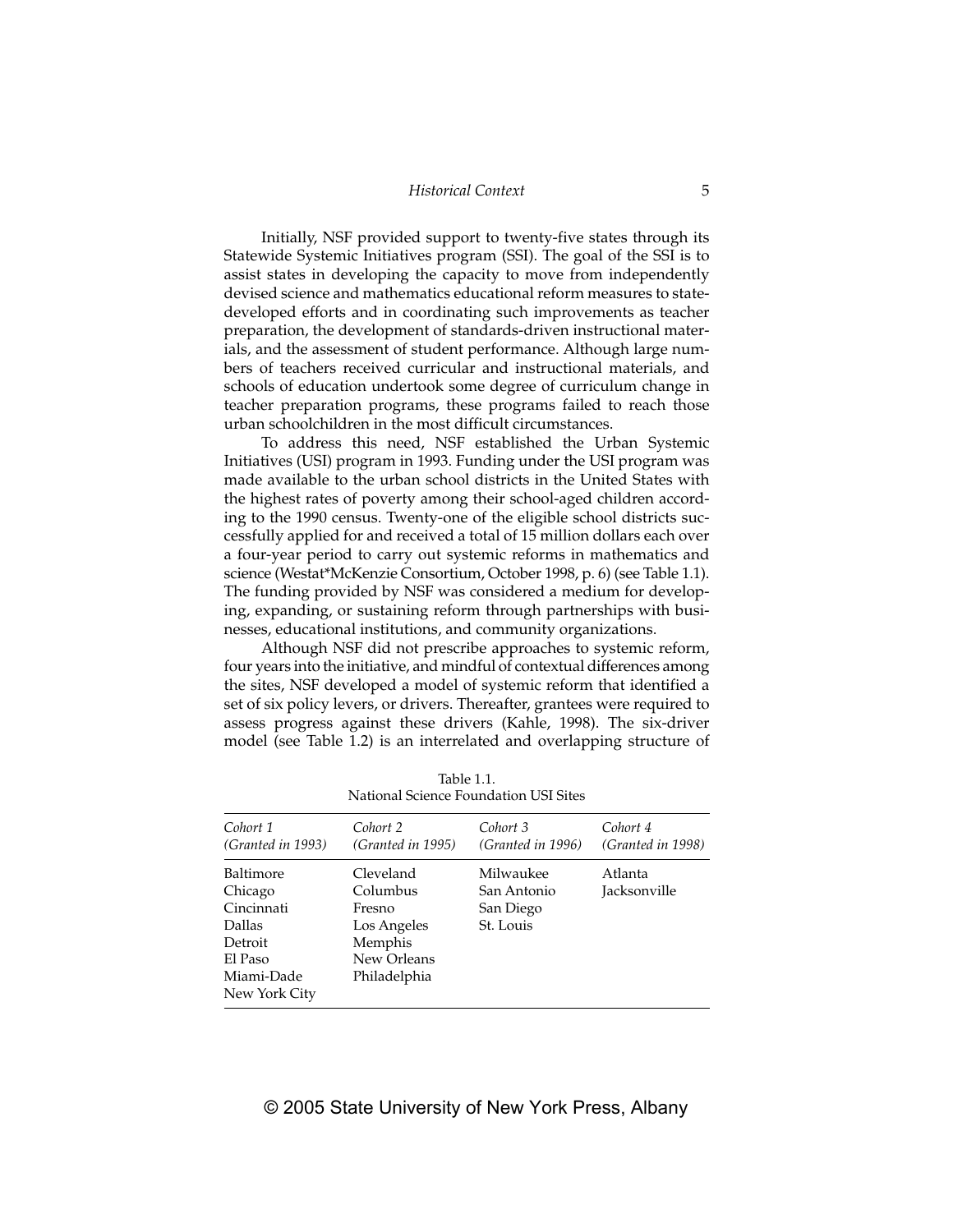Initially, NSF provided support to twenty-five states through its Statewide Systemic Initiatives program (SSI). The goal of the SSI is to assist states in developing the capacity to move from independently devised science and mathematics educational reform measures to state-developed efforts and in coordinating such improvements as teacher preparation, the development of standards-driven instructional materials, and the assessment of student performance. Although large numbers of teachers received curricular and instructional materials, and schools of education undertook some degree of curriculum change in teacher preparation programs, these programs failed to reach those urban schoolchildren in the most difficult circumstances.

To address this need, NSF established the Urban Systemic Initiatives (USI) program in 1993. Funding under the USI program was made available to the urban school districts in the United States with the highest rates of poverty among their school-aged children according to the 1990 census. Twenty-one of the eligible school districts successfully applied for and received a total of 15 million dollars each over a four-year period to carry out systemic reforms in mathematics and science (Westat*McKenzie Consortium, October 1998, p. 6) (see Table 1.1). The funding provided by NSF was considered a medium for developing, expanding, or sustaining reform through partnerships with businesses, educational institutions, and community organizations.

Although NSF did not prescribe approaches to systemic reform, four years into the initiative, and mindful of contextual differences among the sites, NSF developed a model of systemic reform that identified a set of six policy levers, or drivers. Thereafter, grantees were required to assess progress against these drivers (Kahle, 1998). The six-driver model (see Table 1.2) is an interrelated and overlapping structure of

Table 1.1.
National Science Foundation USI Sites

| *Cohort 1 (Granted in 1993)* | *Cohort 2 (Granted in 1995)* | *Cohort 3 (Granted in 1996)* | *Cohort 4 (Granted in 1998)* |
|---|---|---|---|
| Baltimore | Cleveland | Milwaukee | Atlanta |
| Chicago | Columbus | San Antonio | Jacksonville |
| Cincinnati | Fresno | San Diego | |
| Dallas | Los Angeles | St. Louis | |
| Detroit | Memphis | | |
| El Paso | New Orleans | | |
| Miami-Dade | Philadelphia | | |
| New York City | | | |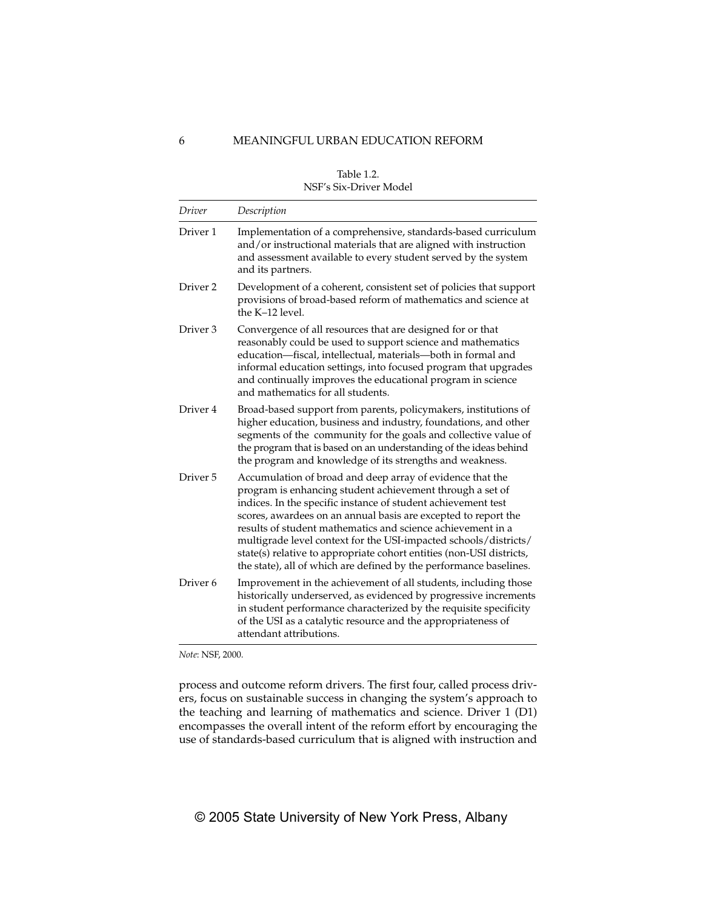Table 1.2.
NSF's Six-Driver Model

| *Driver* | *Description* |
|---|---|
| Driver 1 | Implementation of a comprehensive, standards-based curriculum and/or instructional materials that are aligned with instruction and assessment available to every student served by the system and its partners. |
| Driver 2 | Development of a coherent, consistent set of policies that support provisions of broad-based reform of mathematics and science at the K–12 level. |
| Driver 3 | Convergence of all resources that are designed for or that reasonably could be used to support science and mathematics education—fiscal, intellectual, materials—both in formal and informal education settings, into focused program that upgrades and continually improves the educational program in science and mathematics for all students. |
| Driver 4 | Broad-based support from parents, policymakers, institutions of higher education, business and industry, foundations, and other segments of the community for the goals and collective value of the program that is based on an understanding of the ideas behind the program and knowledge of its strengths and weakness. |
| Driver 5 | Accumulation of broad and deep array of evidence that the program is enhancing student achievement through a set of indices. In the specific instance of student achievement test scores, awardees on an annual basis are excepted to report the results of student mathematics and science achievement in a multigrade level context for the USI-impacted schools/districts/state(s) relative to appropriate cohort entities (non-USI districts, the state), all of which are defined by the performance baselines. |
| Driver 6 | Improvement in the achievement of all students, including those historically underserved, as evidenced by progressive increments in student performance characterized by the requisite specificity of the USI as a catalytic resource and the appropriateness of attendant attributions. |

*Note*: NSF, 2000.

process and outcome reform drivers. The first four, called process drivers, focus on sustainable success in changing the system's approach to the teaching and learning of mathematics and science. Driver 1 (D1) encompasses the overall intent of the reform effort by encouraging the use of standards-based curriculum that is aligned with instruction and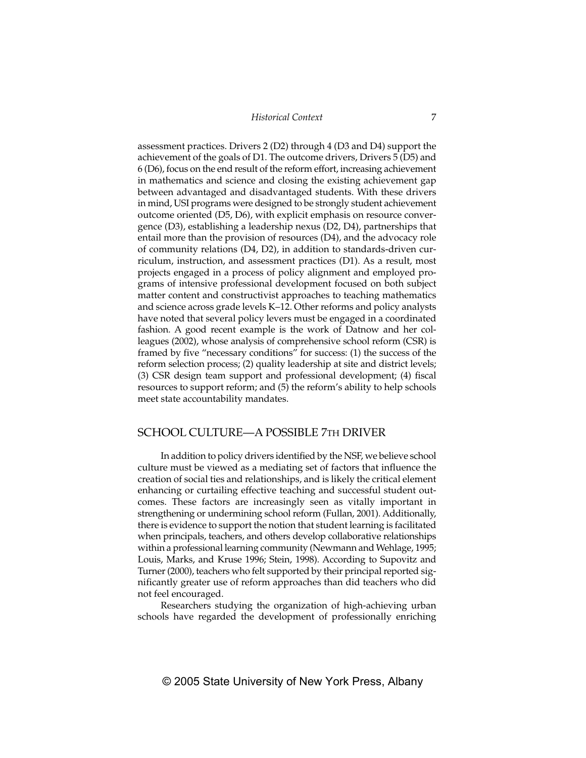assessment practices. Drivers 2 (D2) through 4 (D3 and D4) support the achievement of the goals of D1. The outcome drivers, Drivers 5 (D5) and 6 (D6), focus on the end result of the reform effort, increasing achievement in mathematics and science and closing the existing achievement gap between advantaged and disadvantaged students. With these drivers in mind, USI programs were designed to be strongly student achievement outcome oriented (D5, D6), with explicit emphasis on resource convergence (D3), establishing a leadership nexus (D2, D4), partnerships that entail more than the provision of resources (D4), and the advocacy role of community relations (D4, D2), in addition to standards-driven curriculum, instruction, and assessment practices (D1). As a result, most projects engaged in a process of policy alignment and employed programs of intensive professional development focused on both subject matter content and constructivist approaches to teaching mathematics and science across grade levels K–12. Other reforms and policy analysts have noted that several policy levers must be engaged in a coordinated fashion. A good recent example is the work of Datnow and her colleagues (2002), whose analysis of comprehensive school reform (CSR) is framed by five "necessary conditions" for success: (1) the success of the reform selection process; (2) quality leadership at site and district levels; (3) CSR design team support and professional development; (4) fiscal resources to support reform; and (5) the reform's ability to help schools meet state accountability mandates.

## SCHOOL CULTURE—A POSSIBLE 7TH DRIVER

In addition to policy drivers identified by the NSF, we believe school culture must be viewed as a mediating set of factors that influence the creation of social ties and relationships, and is likely the critical element enhancing or curtailing effective teaching and successful student outcomes. These factors are increasingly seen as vitally important in strengthening or undermining school reform (Fullan, 2001). Additionally, there is evidence to support the notion that student learning is facilitated when principals, teachers, and others develop collaborative relationships within a professional learning community (Newmann and Wehlage, 1995; Louis, Marks, and Kruse 1996; Stein, 1998). According to Supovitz and Turner (2000), teachers who felt supported by their principal reported significantly greater use of reform approaches than did teachers who did not feel encouraged.

Researchers studying the organization of high-achieving urban schools have regarded the development of professionally enriching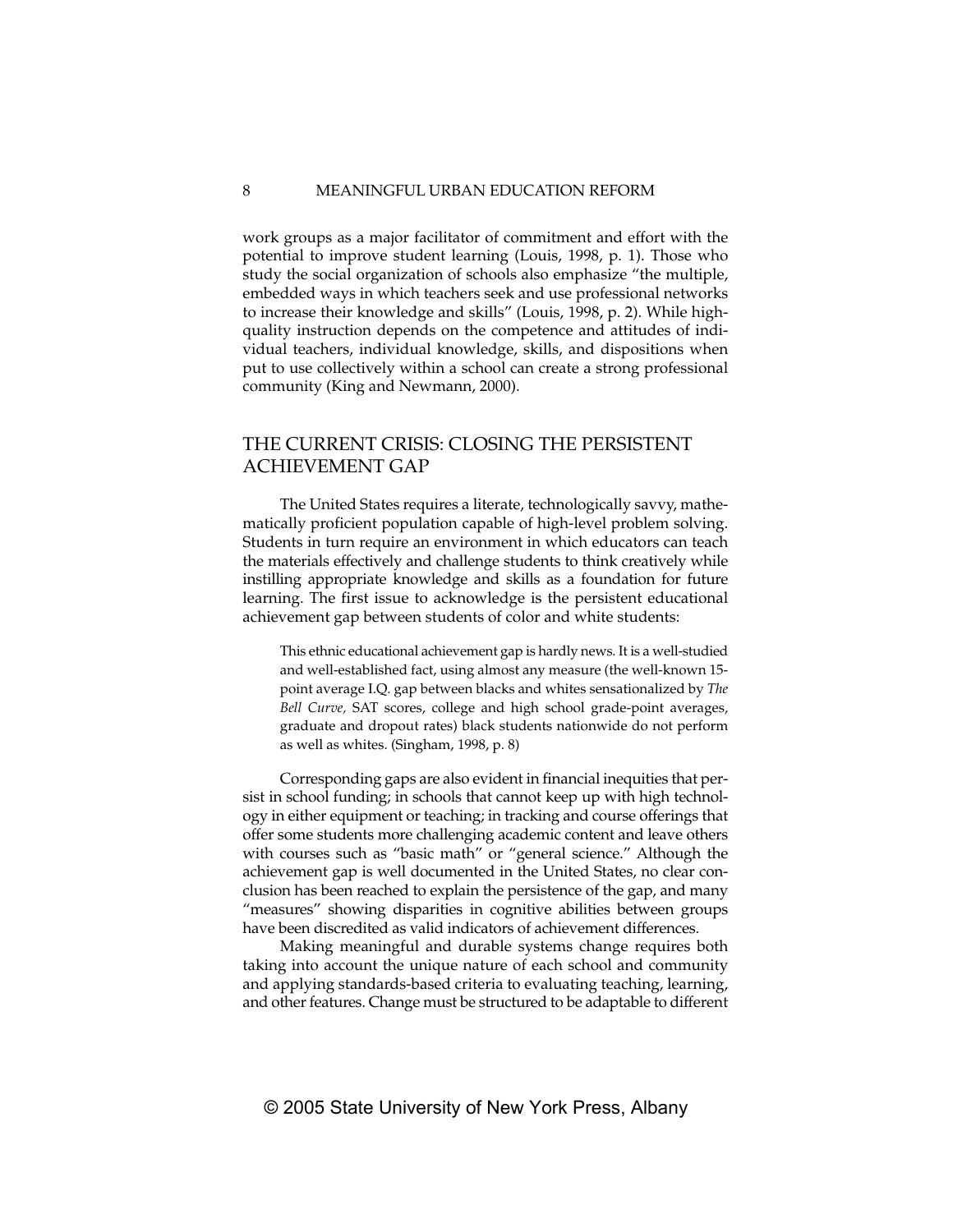work groups as a major facilitator of commitment and effort with the potential to improve student learning (Louis, 1998, p. 1). Those who study the social organization of schools also emphasize "the multiple, embedded ways in which teachers seek and use professional networks to increase their knowledge and skills" (Louis, 1998, p. 2). While high-quality instruction depends on the competence and attitudes of individual teachers, individual knowledge, skills, and dispositions when put to use collectively within a school can create a strong professional community (King and Newmann, 2000).

## THE CURRENT CRISIS: CLOSING THE PERSISTENT ACHIEVEMENT GAP

The United States requires a literate, technologically savvy, mathematically proficient population capable of high-level problem solving. Students in turn require an environment in which educators can teach the materials effectively and challenge students to think creatively while instilling appropriate knowledge and skills as a foundation for future learning. The first issue to acknowledge is the persistent educational achievement gap between students of color and white students:

> This ethnic educational achievement gap is hardly news. It is a well-studied and well-established fact, using almost any measure (the well-known 15-point average I.Q. gap between blacks and whites sensationalized by *The Bell Curve,* SAT scores, college and high school grade-point averages, graduate and dropout rates) black students nationwide do not perform as well as whites. (Singham, 1998, p. 8)

Corresponding gaps are also evident in financial inequities that persist in school funding; in schools that cannot keep up with high technology in either equipment or teaching; in tracking and course offerings that offer some students more challenging academic content and leave others with courses such as "basic math" or "general science." Although the achievement gap is well documented in the United States, no clear conclusion has been reached to explain the persistence of the gap, and many "measures" showing disparities in cognitive abilities between groups have been discredited as valid indicators of achievement differences.

Making meaningful and durable systems change requires both taking into account the unique nature of each school and community and applying standards-based criteria to evaluating teaching, learning, and other features. Change must be structured to be adaptable to different

© 2005 State University of New York Press, Albany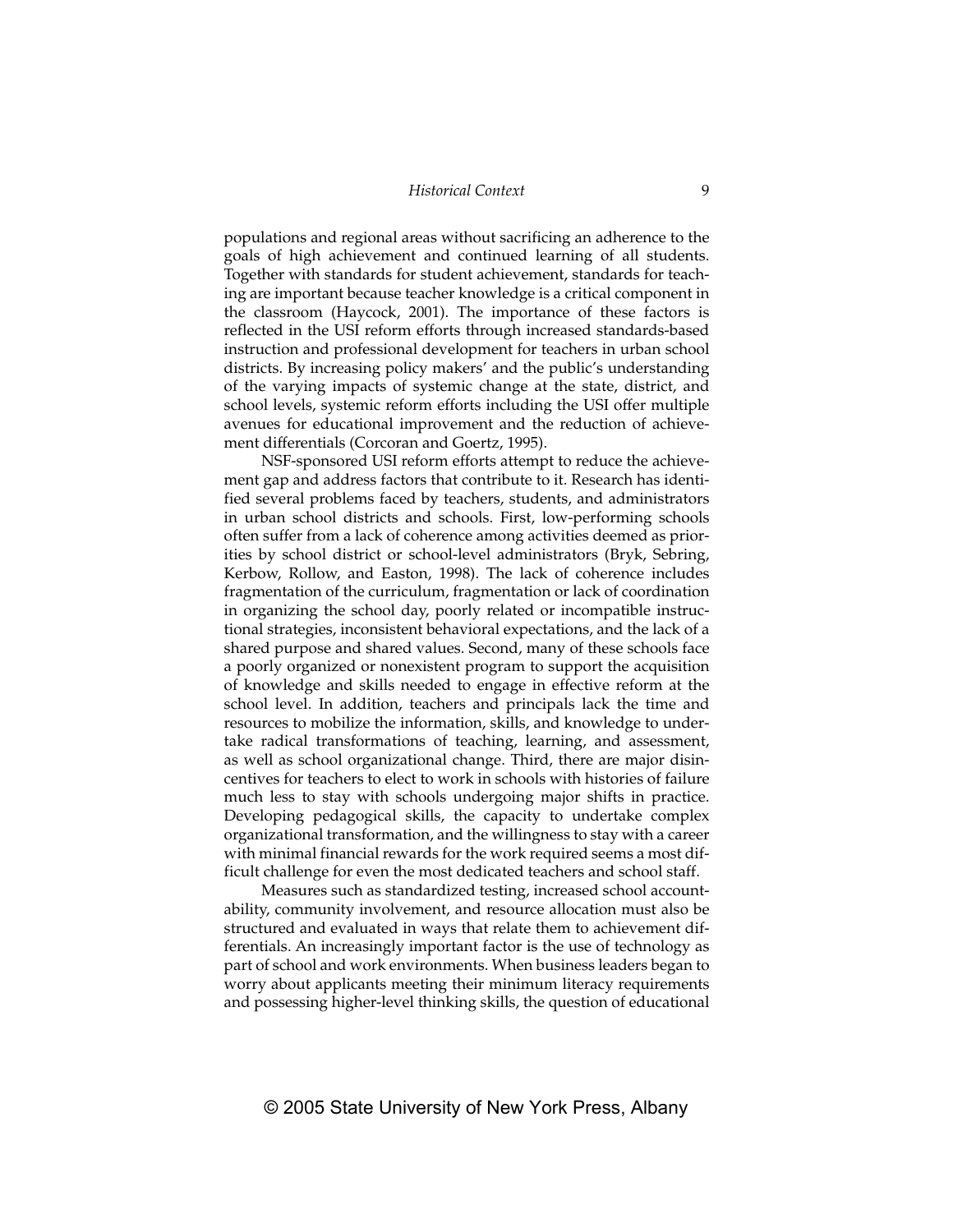populations and regional areas without sacrificing an adherence to the goals of high achievement and continued learning of all students. Together with standards for student achievement, standards for teaching are important because teacher knowledge is a critical component in the classroom (Haycock, 2001). The importance of these factors is reflected in the USI reform efforts through increased standards-based instruction and professional development for teachers in urban school districts. By increasing policy makers' and the public's understanding of the varying impacts of systemic change at the state, district, and school levels, systemic reform efforts including the USI offer multiple avenues for educational improvement and the reduction of achievement differentials (Corcoran and Goertz, 1995).

NSF-sponsored USI reform efforts attempt to reduce the achievement gap and address factors that contribute to it. Research has identified several problems faced by teachers, students, and administrators in urban school districts and schools. First, low-performing schools often suffer from a lack of coherence among activities deemed as priorities by school district or school-level administrators (Bryk, Sebring, Kerbow, Rollow, and Easton, 1998). The lack of coherence includes fragmentation of the curriculum, fragmentation or lack of coordination in organizing the school day, poorly related or incompatible instructional strategies, inconsistent behavioral expectations, and the lack of a shared purpose and shared values. Second, many of these schools face a poorly organized or nonexistent program to support the acquisition of knowledge and skills needed to engage in effective reform at the school level. In addition, teachers and principals lack the time and resources to mobilize the information, skills, and knowledge to undertake radical transformations of teaching, learning, and assessment, as well as school organizational change. Third, there are major disincentives for teachers to elect to work in schools with histories of failure much less to stay with schools undergoing major shifts in practice. Developing pedagogical skills, the capacity to undertake complex organizational transformation, and the willingness to stay with a career with minimal financial rewards for the work required seems a most difficult challenge for even the most dedicated teachers and school staff.

Measures such as standardized testing, increased school accountability, community involvement, and resource allocation must also be structured and evaluated in ways that relate them to achievement differentials. An increasingly important factor is the use of technology as part of school and work environments. When business leaders began to worry about applicants meeting their minimum literacy requirements and possessing higher-level thinking skills, the question of educational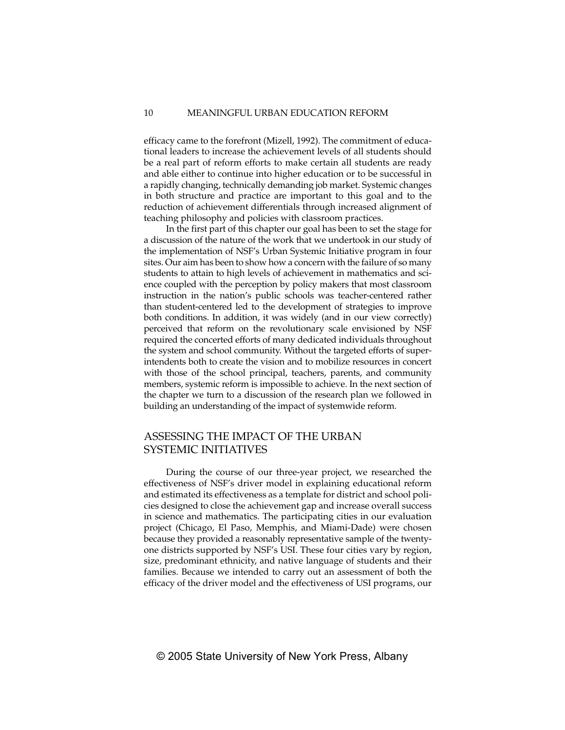efficacy came to the forefront (Mizell, 1992). The commitment of educational leaders to increase the achievement levels of all students should be a real part of reform efforts to make certain all students are ready and able either to continue into higher education or to be successful in a rapidly changing, technically demanding job market. Systemic changes in both structure and practice are important to this goal and to the reduction of achievement differentials through increased alignment of teaching philosophy and policies with classroom practices.

In the first part of this chapter our goal has been to set the stage for a discussion of the nature of the work that we undertook in our study of the implementation of NSF's Urban Systemic Initiative program in four sites. Our aim has been to show how a concern with the failure of so many students to attain to high levels of achievement in mathematics and science coupled with the perception by policy makers that most classroom instruction in the nation's public schools was teacher-centered rather than student-centered led to the development of strategies to improve both conditions. In addition, it was widely (and in our view correctly) perceived that reform on the revolutionary scale envisioned by NSF required the concerted efforts of many dedicated individuals throughout the system and school community. Without the targeted efforts of superintendents both to create the vision and to mobilize resources in concert with those of the school principal, teachers, parents, and community members, systemic reform is impossible to achieve. In the next section of the chapter we turn to a discussion of the research plan we followed in building an understanding of the impact of systemwide reform.

## ASSESSING THE IMPACT OF THE URBAN SYSTEMIC INITIATIVES

During the course of our three-year project, we researched the effectiveness of NSF's driver model in explaining educational reform and estimated its effectiveness as a template for district and school policies designed to close the achievement gap and increase overall success in science and mathematics. The participating cities in our evaluation project (Chicago, El Paso, Memphis, and Miami-Dade) were chosen because they provided a reasonably representative sample of the twenty-one districts supported by NSF's USI. These four cities vary by region, size, predominant ethnicity, and native language of students and their families. Because we intended to carry out an assessment of both the efficacy of the driver model and the effectiveness of USI programs, our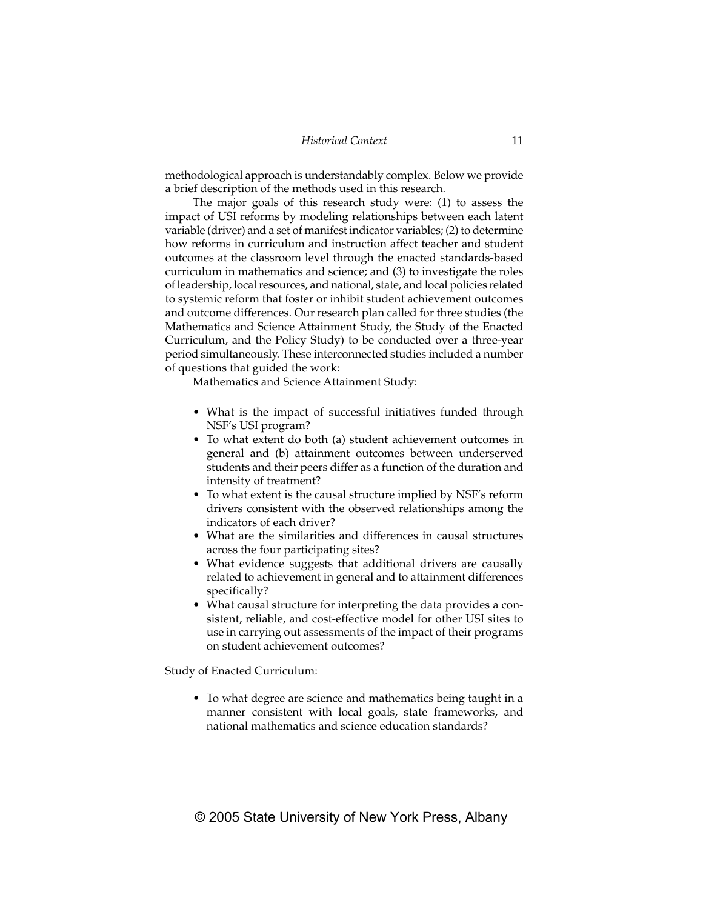methodological approach is understandably complex. Below we provide a brief description of the methods used in this research.

The major goals of this research study were: (1) to assess the impact of USI reforms by modeling relationships between each latent variable (driver) and a set of manifest indicator variables; (2) to determine how reforms in curriculum and instruction affect teacher and student outcomes at the classroom level through the enacted standards-based curriculum in mathematics and science; and (3) to investigate the roles of leadership, local resources, and national, state, and local policies related to systemic reform that foster or inhibit student achievement outcomes and outcome differences. Our research plan called for three studies (the Mathematics and Science Attainment Study, the Study of the Enacted Curriculum, and the Policy Study) to be conducted over a three-year period simultaneously. These interconnected studies included a number of questions that guided the work:

Mathematics and Science Attainment Study:

- What is the impact of successful initiatives funded through NSF's USI program?
- To what extent do both (a) student achievement outcomes in general and (b) attainment outcomes between underserved students and their peers differ as a function of the duration and intensity of treatment?
- To what extent is the causal structure implied by NSF's reform drivers consistent with the observed relationships among the indicators of each driver?
- What are the similarities and differences in causal structures across the four participating sites?
- What evidence suggests that additional drivers are causally related to achievement in general and to attainment differences specifically?
- What causal structure for interpreting the data provides a consistent, reliable, and cost-effective model for other USI sites to use in carrying out assessments of the impact of their programs on student achievement outcomes?

Study of Enacted Curriculum:

- To what degree are science and mathematics being taught in a manner consistent with local goals, state frameworks, and national mathematics and science education standards?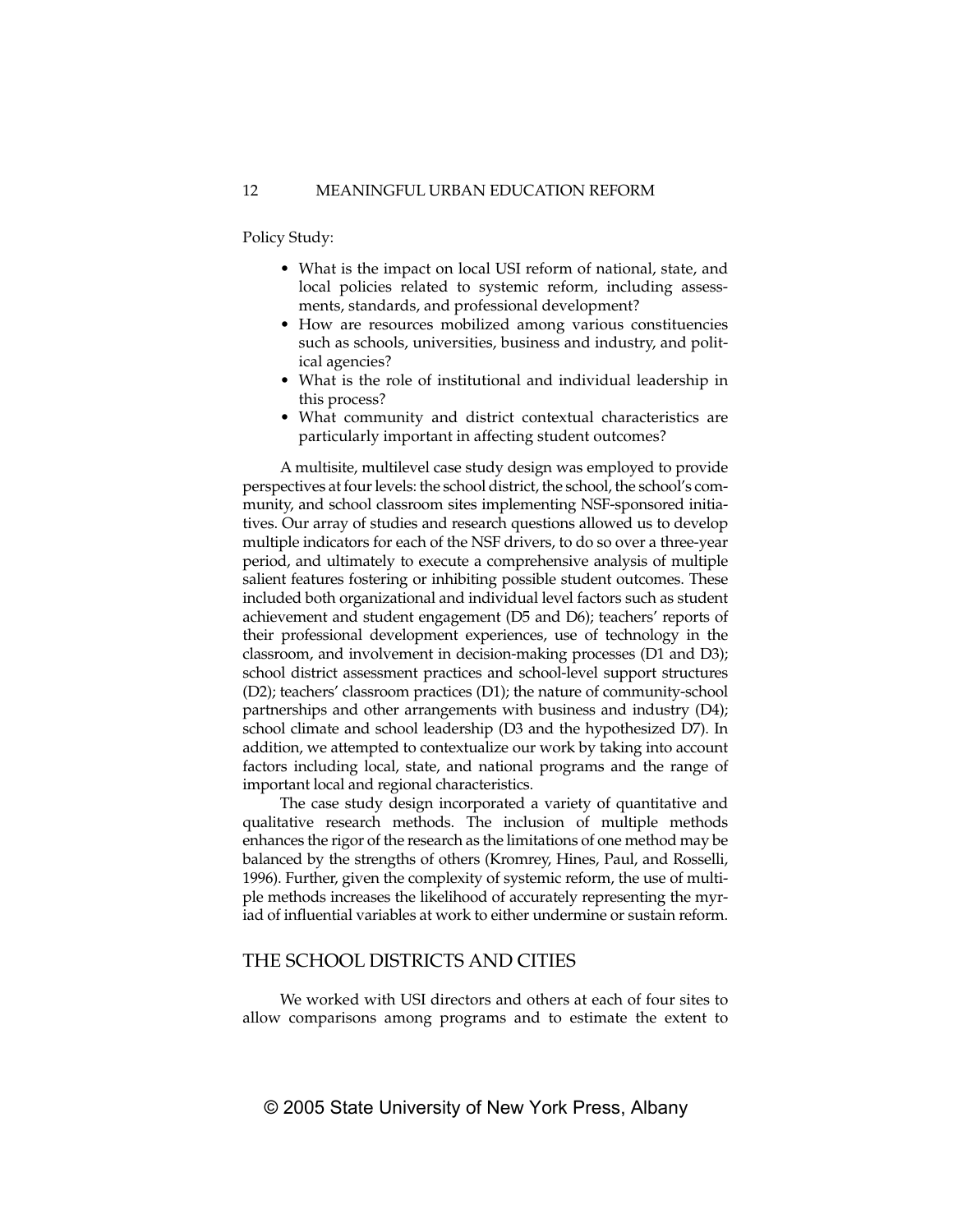Policy Study:

- What is the impact on local USI reform of national, state, and local policies related to systemic reform, including assessments, standards, and professional development?
- How are resources mobilized among various constituencies such as schools, universities, business and industry, and political agencies?
- What is the role of institutional and individual leadership in this process?
- What community and district contextual characteristics are particularly important in affecting student outcomes?

A multisite, multilevel case study design was employed to provide perspectives at four levels: the school district, the school, the school's community, and school classroom sites implementing NSF-sponsored initiatives. Our array of studies and research questions allowed us to develop multiple indicators for each of the NSF drivers, to do so over a three-year period, and ultimately to execute a comprehensive analysis of multiple salient features fostering or inhibiting possible student outcomes. These included both organizational and individual level factors such as student achievement and student engagement (D5 and D6); teachers' reports of their professional development experiences, use of technology in the classroom, and involvement in decision-making processes (D1 and D3); school district assessment practices and school-level support structures (D2); teachers' classroom practices (D1); the nature of community-school partnerships and other arrangements with business and industry (D4); school climate and school leadership (D3 and the hypothesized D7). In addition, we attempted to contextualize our work by taking into account factors including local, state, and national programs and the range of important local and regional characteristics.

The case study design incorporated a variety of quantitative and qualitative research methods. The inclusion of multiple methods enhances the rigor of the research as the limitations of one method may be balanced by the strengths of others (Kromrey, Hines, Paul, and Rosselli, 1996). Further, given the complexity of systemic reform, the use of multiple methods increases the likelihood of accurately representing the myriad of influential variables at work to either undermine or sustain reform.

## THE SCHOOL DISTRICTS AND CITIES

We worked with USI directors and others at each of four sites to allow comparisons among programs and to estimate the extent to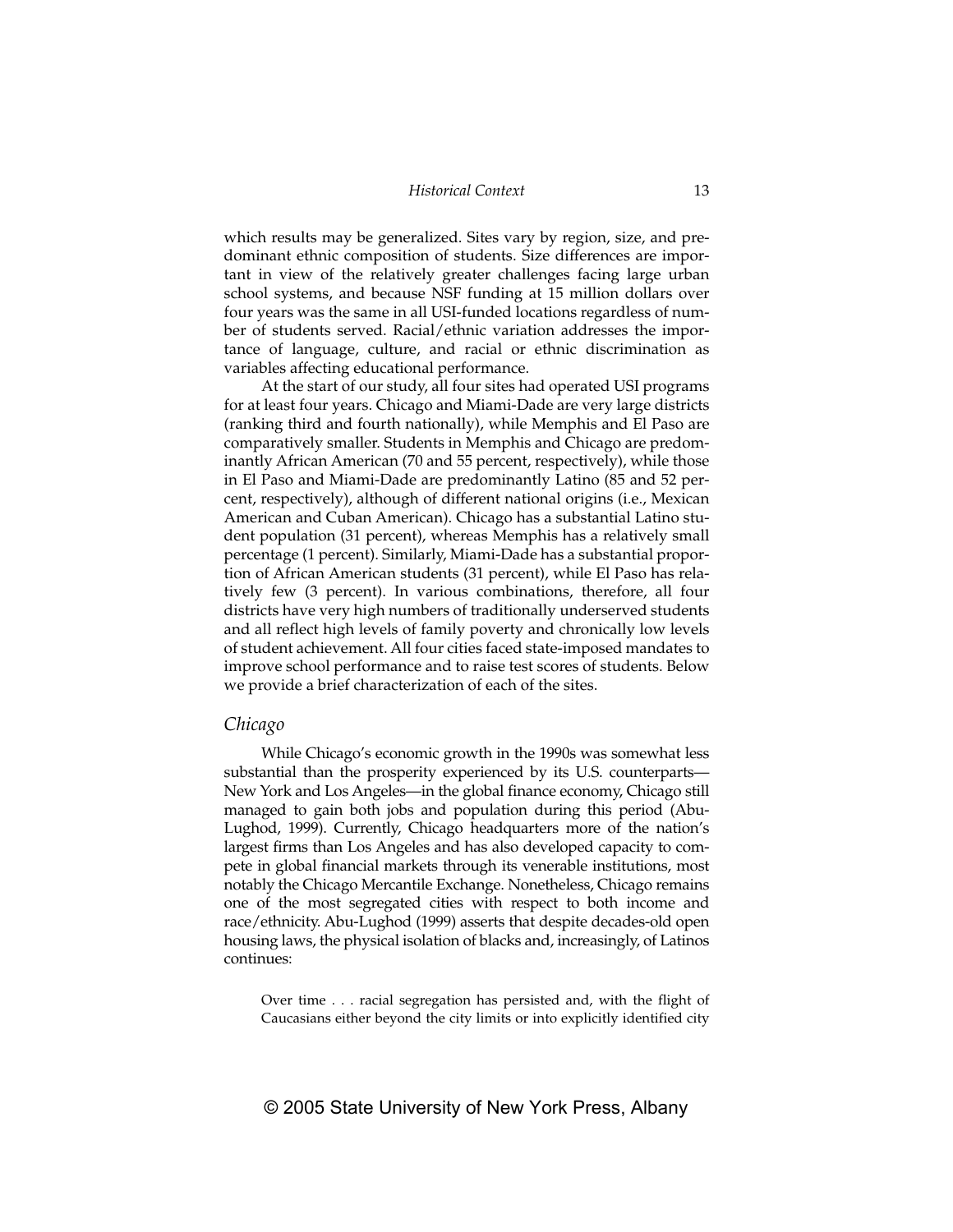which results may be generalized. Sites vary by region, size, and predominant ethnic composition of students. Size differences are important in view of the relatively greater challenges facing large urban school systems, and because NSF funding at 15 million dollars over four years was the same in all USI-funded locations regardless of number of students served. Racial/ethnic variation addresses the importance of language, culture, and racial or ethnic discrimination as variables affecting educational performance.

At the start of our study, all four sites had operated USI programs for at least four years. Chicago and Miami-Dade are very large districts (ranking third and fourth nationally), while Memphis and El Paso are comparatively smaller. Students in Memphis and Chicago are predominantly African American (70 and 55 percent, respectively), while those in El Paso and Miami-Dade are predominantly Latino (85 and 52 percent, respectively), although of different national origins (i.e., Mexican American and Cuban American). Chicago has a substantial Latino student population (31 percent), whereas Memphis has a relatively small percentage (1 percent). Similarly, Miami-Dade has a substantial proportion of African American students (31 percent), while El Paso has relatively few (3 percent). In various combinations, therefore, all four districts have very high numbers of traditionally underserved students and all reflect high levels of family poverty and chronically low levels of student achievement. All four cities faced state-imposed mandates to improve school performance and to raise test scores of students. Below we provide a brief characterization of each of the sites.

## *Chicago*

While Chicago's economic growth in the 1990s was somewhat less substantial than the prosperity experienced by its U.S. counterparts—New York and Los Angeles—in the global finance economy, Chicago still managed to gain both jobs and population during this period (Abu-Lughod, 1999). Currently, Chicago headquarters more of the nation's largest firms than Los Angeles and has also developed capacity to compete in global financial markets through its venerable institutions, most notably the Chicago Mercantile Exchange. Nonetheless, Chicago remains one of the most segregated cities with respect to both income and race/ethnicity. Abu-Lughod (1999) asserts that despite decades-old open housing laws, the physical isolation of blacks and, increasingly, of Latinos continues:

> Over time . . . racial segregation has persisted and, with the flight of Caucasians either beyond the city limits or into explicitly identified city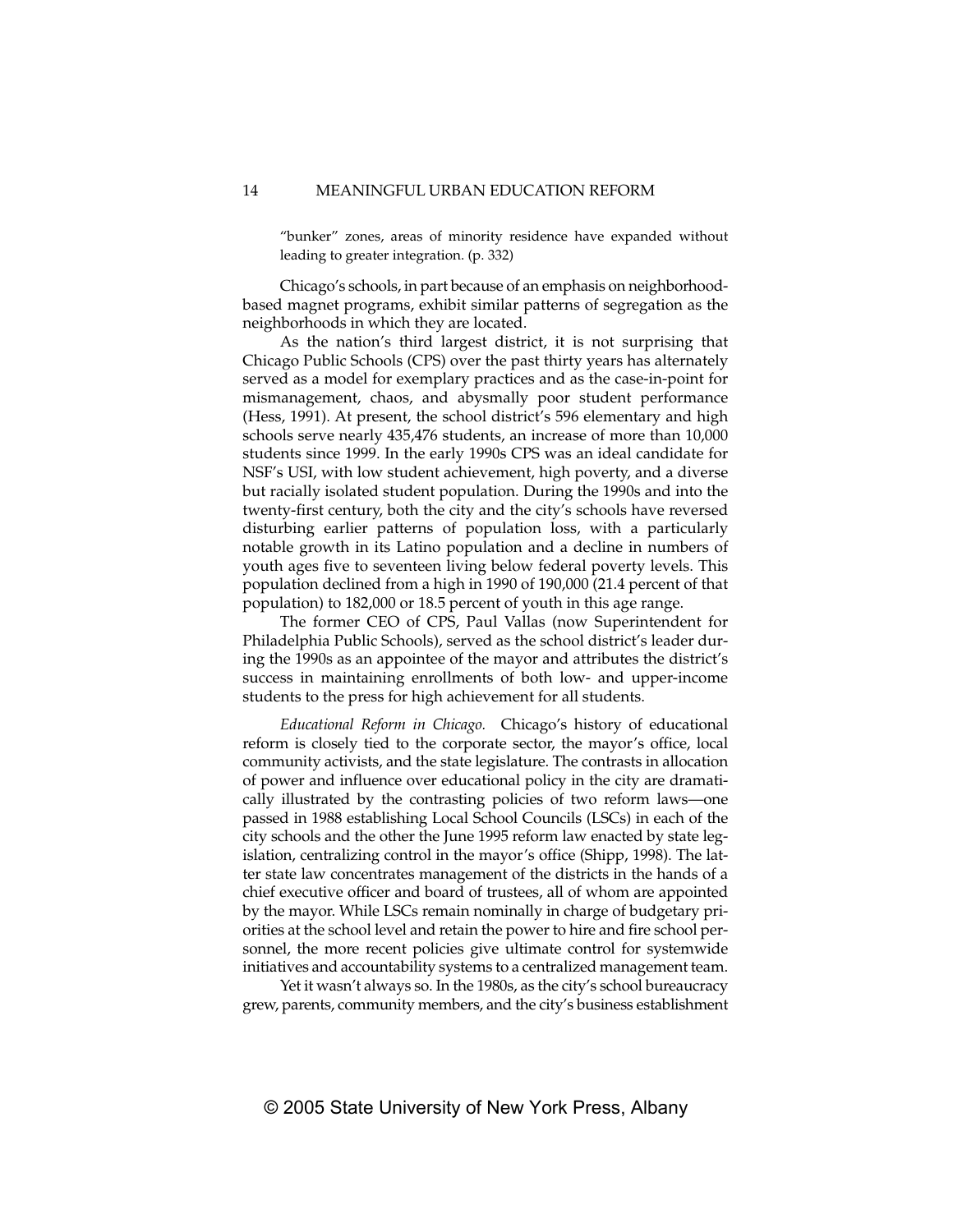"bunker" zones, areas of minority residence have expanded without leading to greater integration. (p. 332)

Chicago's schools, in part because of an emphasis on neighborhood-based magnet programs, exhibit similar patterns of segregation as the neighborhoods in which they are located.

As the nation's third largest district, it is not surprising that Chicago Public Schools (CPS) over the past thirty years has alternately served as a model for exemplary practices and as the case-in-point for mismanagement, chaos, and abysmally poor student performance (Hess, 1991). At present, the school district's 596 elementary and high schools serve nearly 435,476 students, an increase of more than 10,000 students since 1999. In the early 1990s CPS was an ideal candidate for NSF's USI, with low student achievement, high poverty, and a diverse but racially isolated student population. During the 1990s and into the twenty-first century, both the city and the city's schools have reversed disturbing earlier patterns of population loss, with a particularly notable growth in its Latino population and a decline in numbers of youth ages five to seventeen living below federal poverty levels. This population declined from a high in 1990 of 190,000 (21.4 percent of that population) to 182,000 or 18.5 percent of youth in this age range.

The former CEO of CPS, Paul Vallas (now Superintendent for Philadelphia Public Schools), served as the school district's leader during the 1990s as an appointee of the mayor and attributes the district's success in maintaining enrollments of both low- and upper-income students to the press for high achievement for all students.

*Educational Reform in Chicago.* Chicago's history of educational reform is closely tied to the corporate sector, the mayor's office, local community activists, and the state legislature. The contrasts in allocation of power and influence over educational policy in the city are dramatically illustrated by the contrasting policies of two reform laws—one passed in 1988 establishing Local School Councils (LSCs) in each of the city schools and the other the June 1995 reform law enacted by state legislation, centralizing control in the mayor's office (Shipp, 1998). The latter state law concentrates management of the districts in the hands of a chief executive officer and board of trustees, all of whom are appointed by the mayor. While LSCs remain nominally in charge of budgetary priorities at the school level and retain the power to hire and fire school personnel, the more recent policies give ultimate control for systemwide initiatives and accountability systems to a centralized management team.

Yet it wasn't always so. In the 1980s, as the city's school bureaucracy grew, parents, community members, and the city's business establishment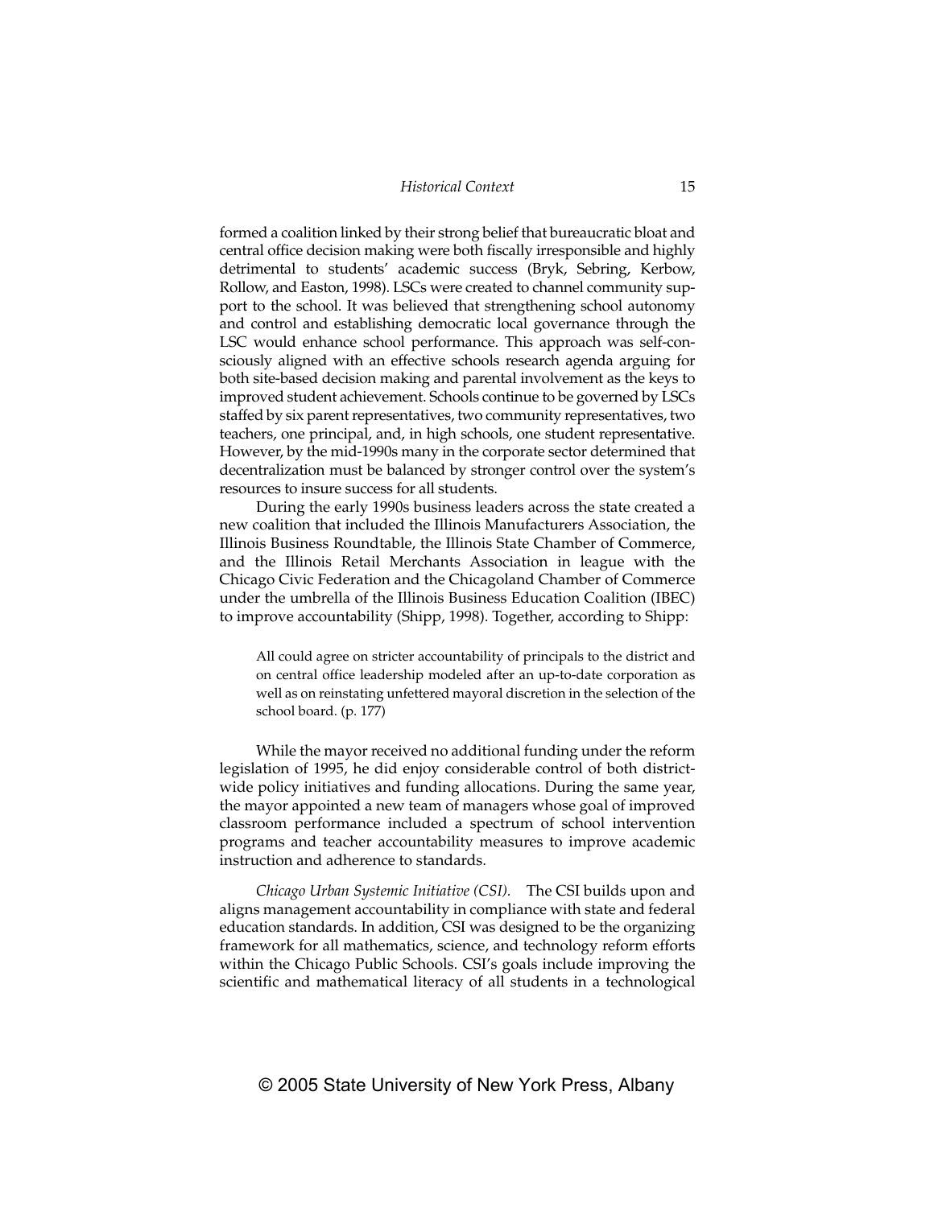formed a coalition linked by their strong belief that bureaucratic bloat and central office decision making were both fiscally irresponsible and highly detrimental to students' academic success (Bryk, Sebring, Kerbow, Rollow, and Easton, 1998). LSCs were created to channel community support to the school. It was believed that strengthening school autonomy and control and establishing democratic local governance through the LSC would enhance school performance. This approach was self-consciously aligned with an effective schools research agenda arguing for both site-based decision making and parental involvement as the keys to improved student achievement. Schools continue to be governed by LSCs staffed by six parent representatives, two community representatives, two teachers, one principal, and, in high schools, one student representative. However, by the mid-1990s many in the corporate sector determined that decentralization must be balanced by stronger control over the system's resources to insure success for all students.

During the early 1990s business leaders across the state created a new coalition that included the Illinois Manufacturers Association, the Illinois Business Roundtable, the Illinois State Chamber of Commerce, and the Illinois Retail Merchants Association in league with the Chicago Civic Federation and the Chicagoland Chamber of Commerce under the umbrella of the Illinois Business Education Coalition (IBEC) to improve accountability (Shipp, 1998). Together, according to Shipp:

> All could agree on stricter accountability of principals to the district and on central office leadership modeled after an up-to-date corporation as well as on reinstating unfettered mayoral discretion in the selection of the school board. (p. 177)

While the mayor received no additional funding under the reform legislation of 1995, he did enjoy considerable control of both districtwide policy initiatives and funding allocations. During the same year, the mayor appointed a new team of managers whose goal of improved classroom performance included a spectrum of school intervention programs and teacher accountability measures to improve academic instruction and adherence to standards.

*Chicago Urban Systemic Initiative (CSI).* The CSI builds upon and aligns management accountability in compliance with state and federal education standards. In addition, CSI was designed to be the organizing framework for all mathematics, science, and technology reform efforts within the Chicago Public Schools. CSI's goals include improving the scientific and mathematical literacy of all students in a technological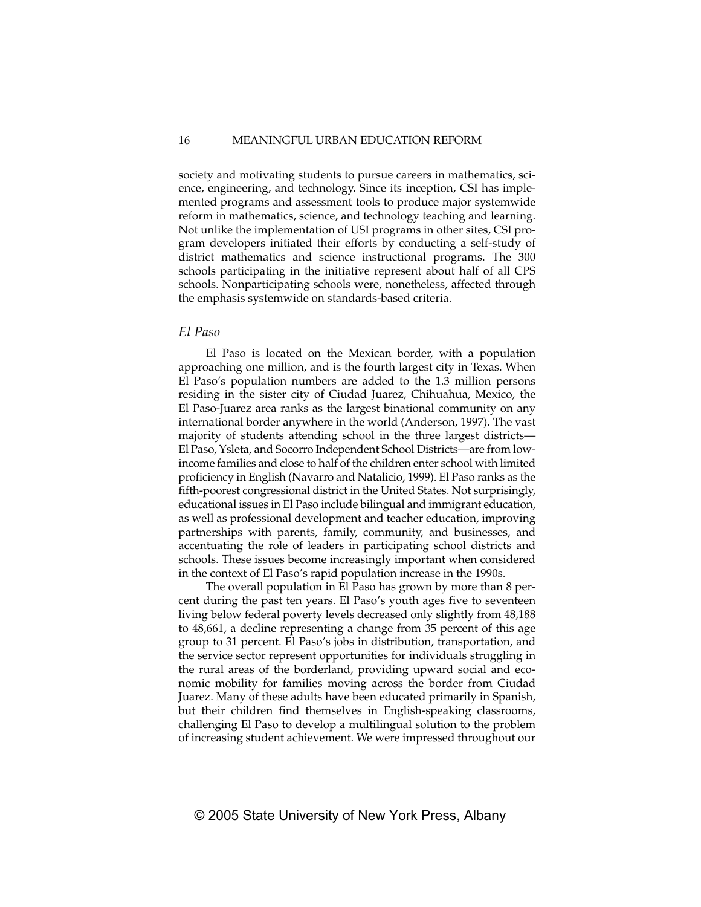society and motivating students to pursue careers in mathematics, science, engineering, and technology. Since its inception, CSI has implemented programs and assessment tools to produce major systemwide reform in mathematics, science, and technology teaching and learning. Not unlike the implementation of USI programs in other sites, CSI program developers initiated their efforts by conducting a self-study of district mathematics and science instructional programs. The 300 schools participating in the initiative represent about half of all CPS schools. Nonparticipating schools were, nonetheless, affected through the emphasis systemwide on standards-based criteria.

### *El Paso*

El Paso is located on the Mexican border, with a population approaching one million, and is the fourth largest city in Texas. When El Paso's population numbers are added to the 1.3 million persons residing in the sister city of Ciudad Juarez, Chihuahua, Mexico, the El Paso-Juarez area ranks as the largest binational community on any international border anywhere in the world (Anderson, 1997). The vast majority of students attending school in the three largest districts—El Paso, Ysleta, and Socorro Independent School Districts—are from low-income families and close to half of the children enter school with limited proficiency in English (Navarro and Natalicio, 1999). El Paso ranks as the fifth-poorest congressional district in the United States. Not surprisingly, educational issues in El Paso include bilingual and immigrant education, as well as professional development and teacher education, improving partnerships with parents, family, community, and businesses, and accentuating the role of leaders in participating school districts and schools. These issues become increasingly important when considered in the context of El Paso's rapid population increase in the 1990s.

The overall population in El Paso has grown by more than 8 percent during the past ten years. El Paso's youth ages five to seventeen living below federal poverty levels decreased only slightly from 48,188 to 48,661, a decline representing a change from 35 percent of this age group to 31 percent. El Paso's jobs in distribution, transportation, and the service sector represent opportunities for individuals struggling in the rural areas of the borderland, providing upward social and economic mobility for families moving across the border from Ciudad Juarez. Many of these adults have been educated primarily in Spanish, but their children find themselves in English-speaking classrooms, challenging El Paso to develop a multilingual solution to the problem of increasing student achievement. We were impressed throughout our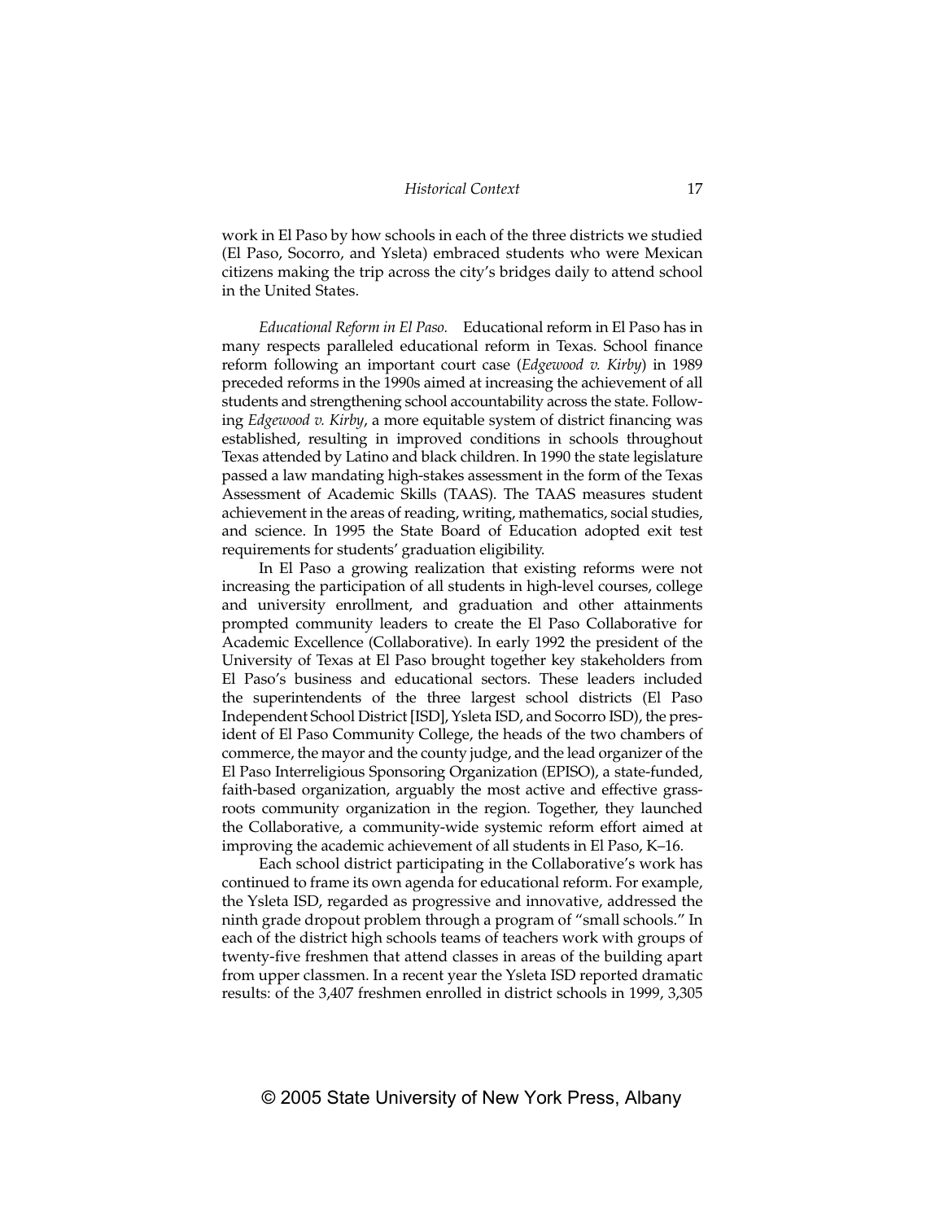work in El Paso by how schools in each of the three districts we studied (El Paso, Socorro, and Ysleta) embraced students who were Mexican citizens making the trip across the city's bridges daily to attend school in the United States.

*Educational Reform in El Paso.* Educational reform in El Paso has in many respects paralleled educational reform in Texas. School finance reform following an important court case (*Edgewood v. Kirby*) in 1989 preceded reforms in the 1990s aimed at increasing the achievement of all students and strengthening school accountability across the state. Following *Edgewood v. Kirby*, a more equitable system of district financing was established, resulting in improved conditions in schools throughout Texas attended by Latino and black children. In 1990 the state legislature passed a law mandating high-stakes assessment in the form of the Texas Assessment of Academic Skills (TAAS). The TAAS measures student achievement in the areas of reading, writing, mathematics, social studies, and science. In 1995 the State Board of Education adopted exit test requirements for students' graduation eligibility.

In El Paso a growing realization that existing reforms were not increasing the participation of all students in high-level courses, college and university enrollment, and graduation and other attainments prompted community leaders to create the El Paso Collaborative for Academic Excellence (Collaborative). In early 1992 the president of the University of Texas at El Paso brought together key stakeholders from El Paso's business and educational sectors. These leaders included the superintendents of the three largest school districts (El Paso Independent School District [ISD], Ysleta ISD, and Socorro ISD), the president of El Paso Community College, the heads of the two chambers of commerce, the mayor and the county judge, and the lead organizer of the El Paso Interreligious Sponsoring Organization (EPISO), a state-funded, faith-based organization, arguably the most active and effective grassroots community organization in the region. Together, they launched the Collaborative, a community-wide systemic reform effort aimed at improving the academic achievement of all students in El Paso, K–16.

Each school district participating in the Collaborative's work has continued to frame its own agenda for educational reform. For example, the Ysleta ISD, regarded as progressive and innovative, addressed the ninth grade dropout problem through a program of "small schools." In each of the district high schools teams of teachers work with groups of twenty-five freshmen that attend classes in areas of the building apart from upper classmen. In a recent year the Ysleta ISD reported dramatic results: of the 3,407 freshmen enrolled in district schools in 1999, 3,305

© 2005 State University of New York Press, Albany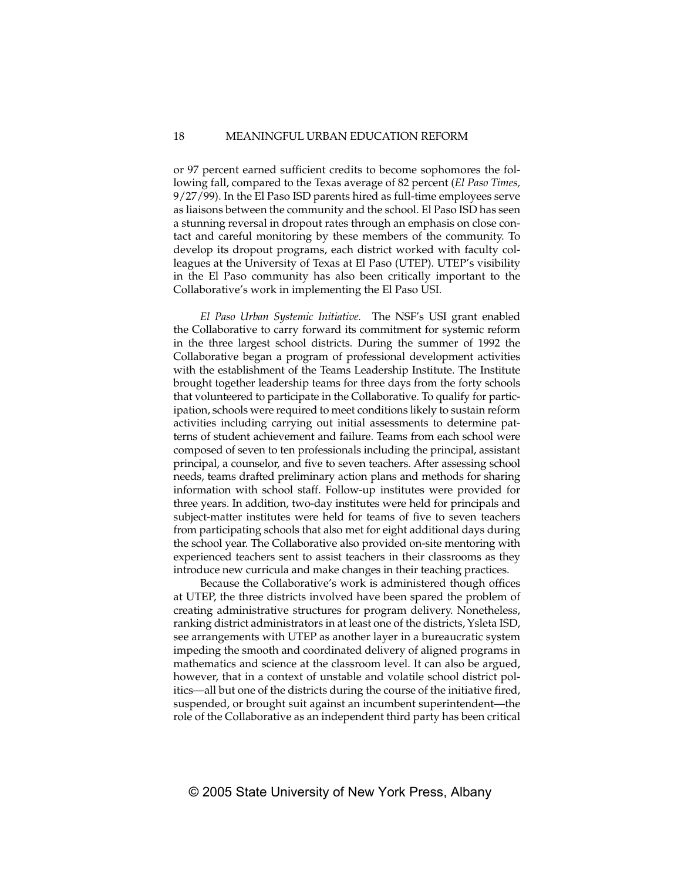or 97 percent earned sufficient credits to become sophomores the following fall, compared to the Texas average of 82 percent (*El Paso Times*, 9/27/99). In the El Paso ISD parents hired as full-time employees serve as liaisons between the community and the school. El Paso ISD has seen a stunning reversal in dropout rates through an emphasis on close contact and careful monitoring by these members of the community. To develop its dropout programs, each district worked with faculty colleagues at the University of Texas at El Paso (UTEP). UTEP's visibility in the El Paso community has also been critically important to the Collaborative's work in implementing the El Paso USI.

*El Paso Urban Systemic Initiative.* The NSF's USI grant enabled the Collaborative to carry forward its commitment for systemic reform in the three largest school districts. During the summer of 1992 the Collaborative began a program of professional development activities with the establishment of the Teams Leadership Institute. The Institute brought together leadership teams for three days from the forty schools that volunteered to participate in the Collaborative. To qualify for participation, schools were required to meet conditions likely to sustain reform activities including carrying out initial assessments to determine patterns of student achievement and failure. Teams from each school were composed of seven to ten professionals including the principal, assistant principal, a counselor, and five to seven teachers. After assessing school needs, teams drafted preliminary action plans and methods for sharing information with school staff. Follow-up institutes were provided for three years. In addition, two-day institutes were held for principals and subject-matter institutes were held for teams of five to seven teachers from participating schools that also met for eight additional days during the school year. The Collaborative also provided on-site mentoring with experienced teachers sent to assist teachers in their classrooms as they introduce new curricula and make changes in their teaching practices.

Because the Collaborative's work is administered though offices at UTEP, the three districts involved have been spared the problem of creating administrative structures for program delivery. Nonetheless, ranking district administrators in at least one of the districts, Ysleta ISD, see arrangements with UTEP as another layer in a bureaucratic system impeding the smooth and coordinated delivery of aligned programs in mathematics and science at the classroom level. It can also be argued, however, that in a context of unstable and volatile school district politics—all but one of the districts during the course of the initiative fired, suspended, or brought suit against an incumbent superintendent—the role of the Collaborative as an independent third party has been critical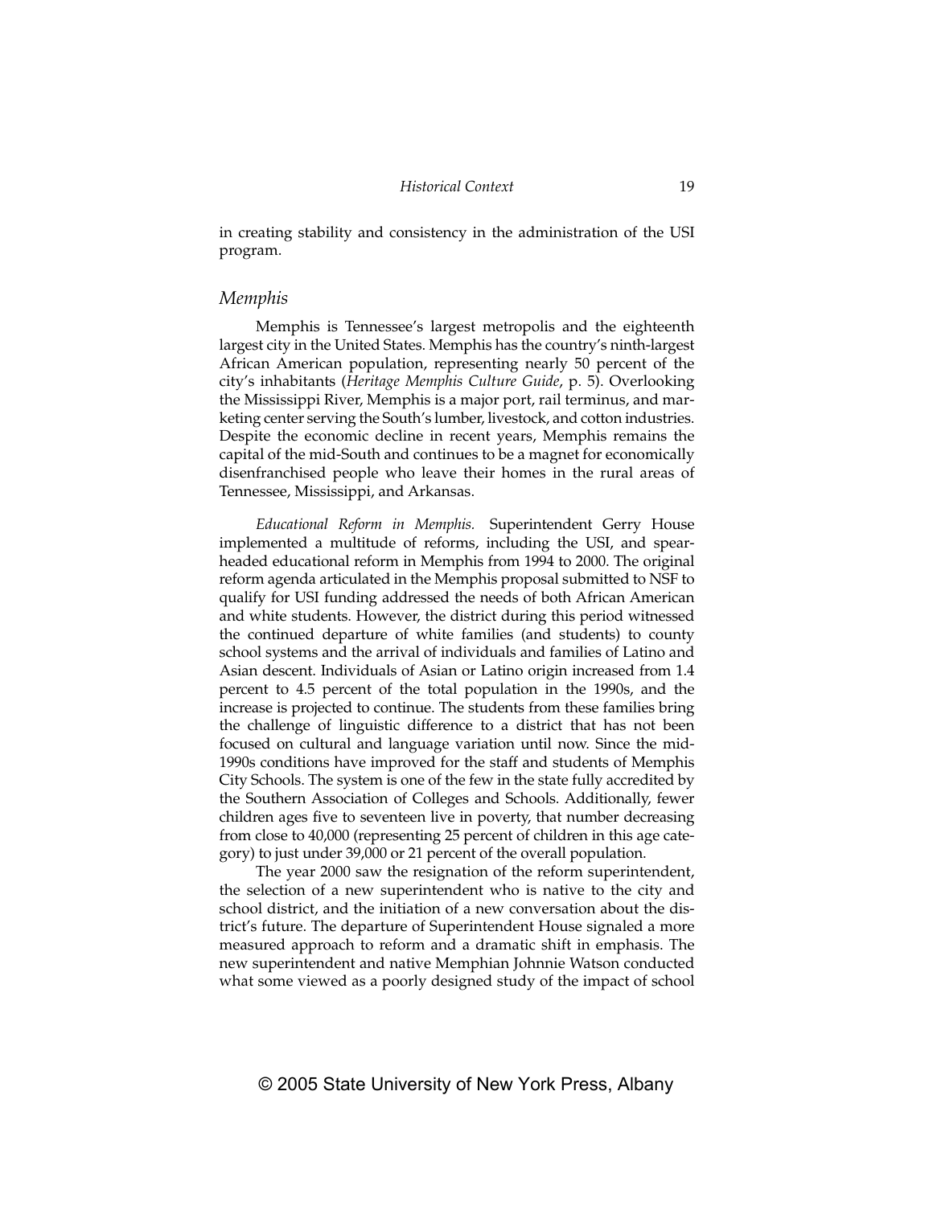in creating stability and consistency in the administration of the USI program.

## *Memphis*

Memphis is Tennessee's largest metropolis and the eighteenth largest city in the United States. Memphis has the country's ninth-largest African American population, representing nearly 50 percent of the city's inhabitants (*Heritage Memphis Culture Guide*, p. 5). Overlooking the Mississippi River, Memphis is a major port, rail terminus, and marketing center serving the South's lumber, livestock, and cotton industries. Despite the economic decline in recent years, Memphis remains the capital of the mid-South and continues to be a magnet for economically disenfranchised people who leave their homes in the rural areas of Tennessee, Mississippi, and Arkansas.

*Educational Reform in Memphis.* Superintendent Gerry House implemented a multitude of reforms, including the USI, and spearheaded educational reform in Memphis from 1994 to 2000. The original reform agenda articulated in the Memphis proposal submitted to NSF to qualify for USI funding addressed the needs of both African American and white students. However, the district during this period witnessed the continued departure of white families (and students) to county school systems and the arrival of individuals and families of Latino and Asian descent. Individuals of Asian or Latino origin increased from 1.4 percent to 4.5 percent of the total population in the 1990s, and the increase is projected to continue. The students from these families bring the challenge of linguistic difference to a district that has not been focused on cultural and language variation until now. Since the mid-1990s conditions have improved for the staff and students of Memphis City Schools. The system is one of the few in the state fully accredited by the Southern Association of Colleges and Schools. Additionally, fewer children ages five to seventeen live in poverty, that number decreasing from close to 40,000 (representing 25 percent of children in this age category) to just under 39,000 or 21 percent of the overall population.

The year 2000 saw the resignation of the reform superintendent, the selection of a new superintendent who is native to the city and school district, and the initiation of a new conversation about the district's future. The departure of Superintendent House signaled a more measured approach to reform and a dramatic shift in emphasis. The new superintendent and native Memphian Johnnie Watson conducted what some viewed as a poorly designed study of the impact of school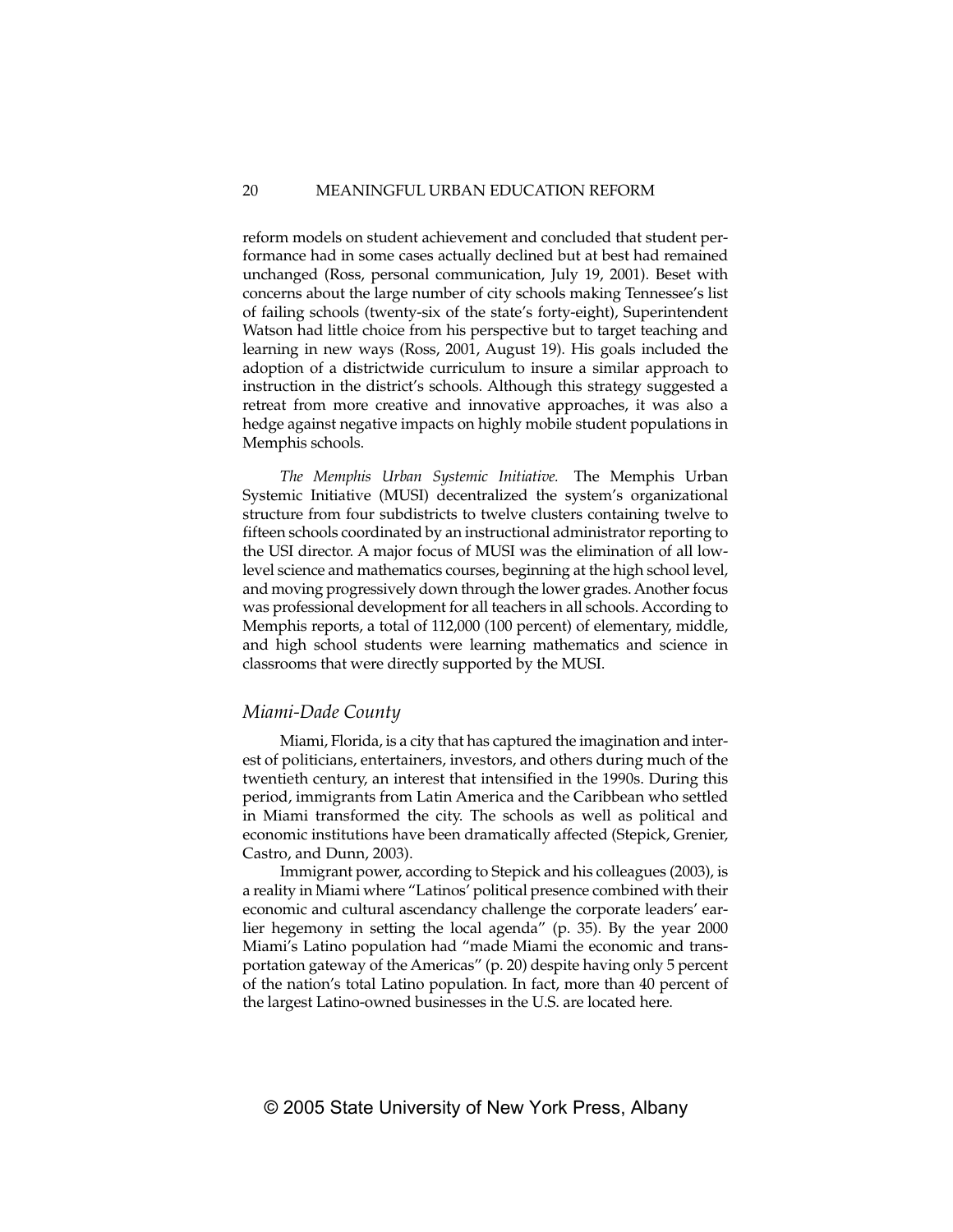reform models on student achievement and concluded that student performance had in some cases actually declined but at best had remained unchanged (Ross, personal communication, July 19, 2001). Beset with concerns about the large number of city schools making Tennessee's list of failing schools (twenty-six of the state's forty-eight), Superintendent Watson had little choice from his perspective but to target teaching and learning in new ways (Ross, 2001, August 19). His goals included the adoption of a districtwide curriculum to insure a similar approach to instruction in the district's schools. Although this strategy suggested a retreat from more creative and innovative approaches, it was also a hedge against negative impacts on highly mobile student populations in Memphis schools.

*The Memphis Urban Systemic Initiative.* The Memphis Urban Systemic Initiative (MUSI) decentralized the system's organizational structure from four subdistricts to twelve clusters containing twelve to fifteen schools coordinated by an instructional administrator reporting to the USI director. A major focus of MUSI was the elimination of all low-level science and mathematics courses, beginning at the high school level, and moving progressively down through the lower grades. Another focus was professional development for all teachers in all schools. According to Memphis reports, a total of 112,000 (100 percent) of elementary, middle, and high school students were learning mathematics and science in classrooms that were directly supported by the MUSI.

### *Miami-Dade County*

Miami, Florida, is a city that has captured the imagination and interest of politicians, entertainers, investors, and others during much of the twentieth century, an interest that intensified in the 1990s. During this period, immigrants from Latin America and the Caribbean who settled in Miami transformed the city. The schools as well as political and economic institutions have been dramatically affected (Stepick, Grenier, Castro, and Dunn, 2003).

Immigrant power, according to Stepick and his colleagues (2003), is a reality in Miami where "Latinos' political presence combined with their economic and cultural ascendancy challenge the corporate leaders' earlier hegemony in setting the local agenda" (p. 35). By the year 2000 Miami's Latino population had "made Miami the economic and transportation gateway of the Americas" (p. 20) despite having only 5 percent of the nation's total Latino population. In fact, more than 40 percent of the largest Latino-owned businesses in the U.S. are located here.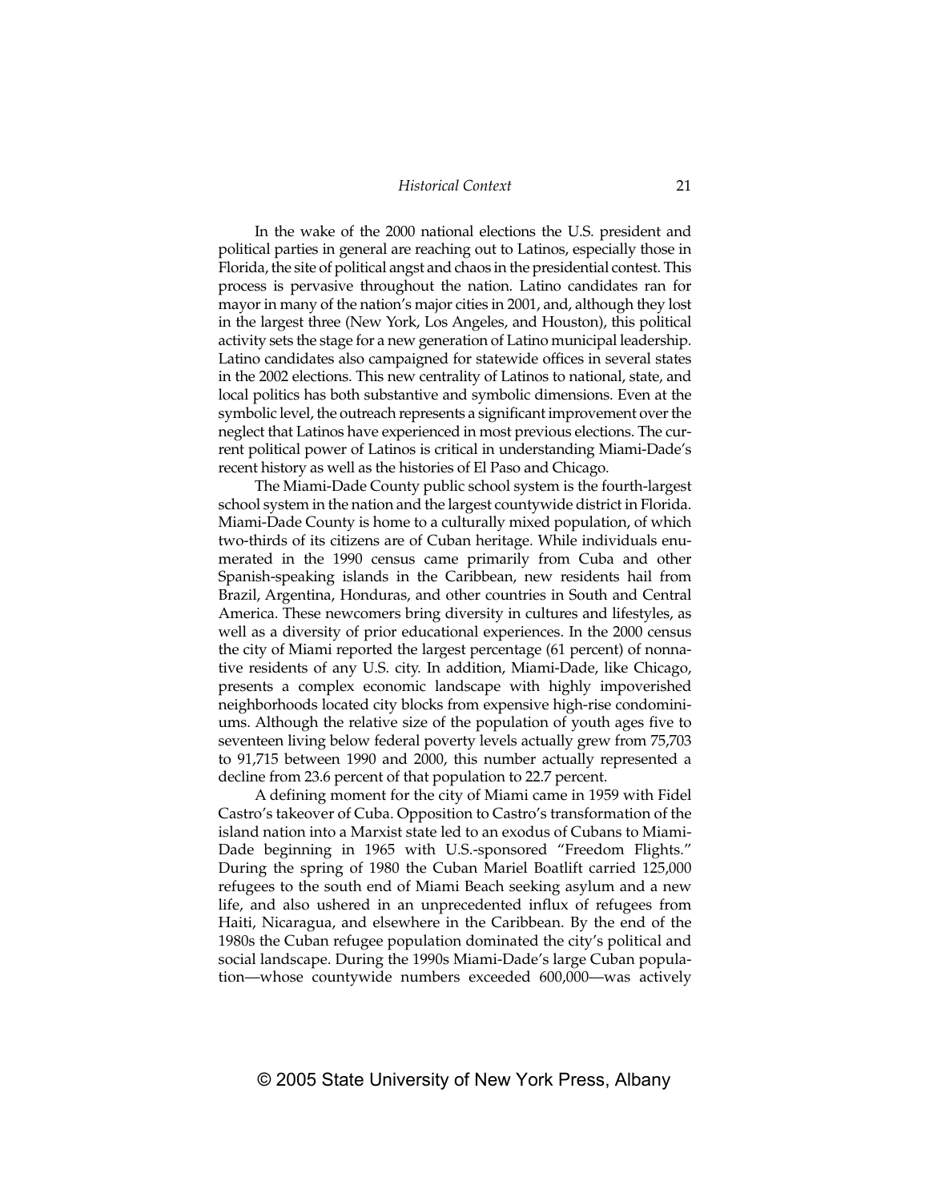In the wake of the 2000 national elections the U.S. president and political parties in general are reaching out to Latinos, especially those in Florida, the site of political angst and chaos in the presidential contest. This process is pervasive throughout the nation. Latino candidates ran for mayor in many of the nation's major cities in 2001, and, although they lost in the largest three (New York, Los Angeles, and Houston), this political activity sets the stage for a new generation of Latino municipal leadership. Latino candidates also campaigned for statewide offices in several states in the 2002 elections. This new centrality of Latinos to national, state, and local politics has both substantive and symbolic dimensions. Even at the symbolic level, the outreach represents a significant improvement over the neglect that Latinos have experienced in most previous elections. The current political power of Latinos is critical in understanding Miami-Dade's recent history as well as the histories of El Paso and Chicago.

The Miami-Dade County public school system is the fourth-largest school system in the nation and the largest countywide district in Florida. Miami-Dade County is home to a culturally mixed population, of which two-thirds of its citizens are of Cuban heritage. While individuals enumerated in the 1990 census came primarily from Cuba and other Spanish-speaking islands in the Caribbean, new residents hail from Brazil, Argentina, Honduras, and other countries in South and Central America. These newcomers bring diversity in cultures and lifestyles, as well as a diversity of prior educational experiences. In the 2000 census the city of Miami reported the largest percentage (61 percent) of nonnative residents of any U.S. city. In addition, Miami-Dade, like Chicago, presents a complex economic landscape with highly impoverished neighborhoods located city blocks from expensive high-rise condominiums. Although the relative size of the population of youth ages five to seventeen living below federal poverty levels actually grew from 75,703 to 91,715 between 1990 and 2000, this number actually represented a decline from 23.6 percent of that population to 22.7 percent.

A defining moment for the city of Miami came in 1959 with Fidel Castro's takeover of Cuba. Opposition to Castro's transformation of the island nation into a Marxist state led to an exodus of Cubans to Miami-Dade beginning in 1965 with U.S.-sponsored "Freedom Flights." During the spring of 1980 the Cuban Mariel Boatlift carried 125,000 refugees to the south end of Miami Beach seeking asylum and a new life, and also ushered in an unprecedented influx of refugees from Haiti, Nicaragua, and elsewhere in the Caribbean. By the end of the 1980s the Cuban refugee population dominated the city's political and social landscape. During the 1990s Miami-Dade's large Cuban population—whose countywide numbers exceeded 600,000—was actively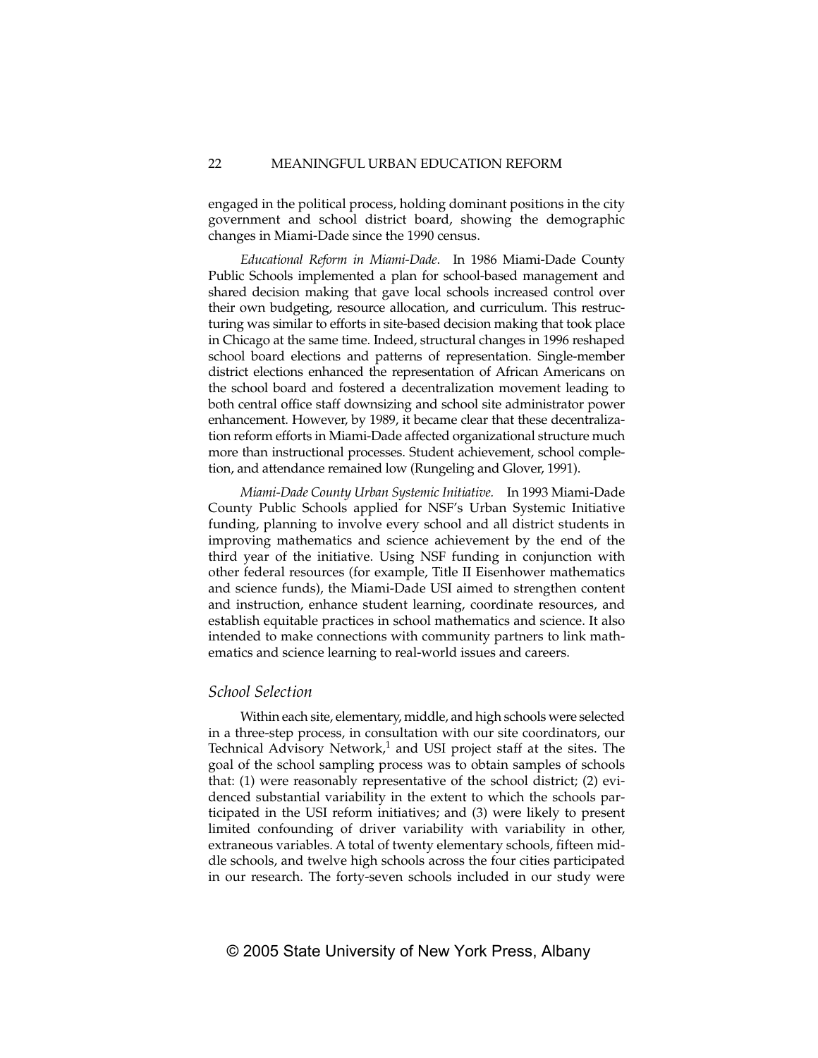engaged in the political process, holding dominant positions in the city government and school district board, showing the demographic changes in Miami-Dade since the 1990 census.

*Educational Reform in Miami-Dade*. In 1986 Miami-Dade County Public Schools implemented a plan for school-based management and shared decision making that gave local schools increased control over their own budgeting, resource allocation, and curriculum. This restructuring was similar to efforts in site-based decision making that took place in Chicago at the same time. Indeed, structural changes in 1996 reshaped school board elections and patterns of representation. Single-member district elections enhanced the representation of African Americans on the school board and fostered a decentralization movement leading to both central office staff downsizing and school site administrator power enhancement. However, by 1989, it became clear that these decentralization reform efforts in Miami-Dade affected organizational structure much more than instructional processes. Student achievement, school completion, and attendance remained low (Rungeling and Glover, 1991).

*Miami-Dade County Urban Systemic Initiative.* In 1993 Miami-Dade County Public Schools applied for NSF's Urban Systemic Initiative funding, planning to involve every school and all district students in improving mathematics and science achievement by the end of the third year of the initiative. Using NSF funding in conjunction with other federal resources (for example, Title II Eisenhower mathematics and science funds), the Miami-Dade USI aimed to strengthen content and instruction, enhance student learning, coordinate resources, and establish equitable practices in school mathematics and science. It also intended to make connections with community partners to link mathematics and science learning to real-world issues and careers.

### *School Selection*

Within each site, elementary, middle, and high schools were selected in a three-step process, in consultation with our site coordinators, our Technical Advisory Network,[1] and USI project staff at the sites. The goal of the school sampling process was to obtain samples of schools that: (1) were reasonably representative of the school district; (2) evidenced substantial variability in the extent to which the schools participated in the USI reform initiatives; and (3) were likely to present limited confounding of driver variability with variability in other, extraneous variables. A total of twenty elementary schools, fifteen middle schools, and twelve high schools across the four cities participated in our research. The forty-seven schools included in our study were

© 2005 State University of New York Press, Albany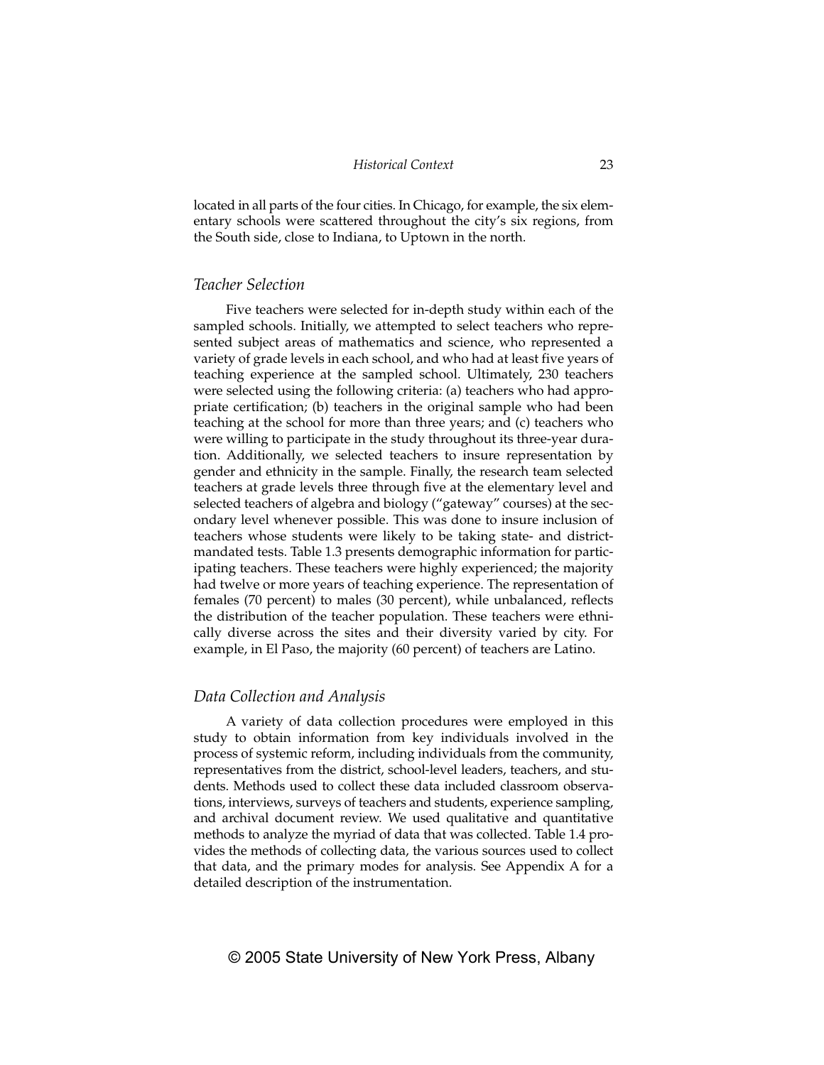located in all parts of the four cities. In Chicago, for example, the six elementary schools were scattered throughout the city's six regions, from the South side, close to Indiana, to Uptown in the north.

### *Teacher Selection*

Five teachers were selected for in-depth study within each of the sampled schools. Initially, we attempted to select teachers who represented subject areas of mathematics and science, who represented a variety of grade levels in each school, and who had at least five years of teaching experience at the sampled school. Ultimately, 230 teachers were selected using the following criteria: (a) teachers who had appropriate certification; (b) teachers in the original sample who had been teaching at the school for more than three years; and (c) teachers who were willing to participate in the study throughout its three-year duration. Additionally, we selected teachers to insure representation by gender and ethnicity in the sample. Finally, the research team selected teachers at grade levels three through five at the elementary level and selected teachers of algebra and biology ("gateway" courses) at the secondary level whenever possible. This was done to insure inclusion of teachers whose students were likely to be taking state- and district-mandated tests. Table 1.3 presents demographic information for participating teachers. These teachers were highly experienced; the majority had twelve or more years of teaching experience. The representation of females (70 percent) to males (30 percent), while unbalanced, reflects the distribution of the teacher population. These teachers were ethnically diverse across the sites and their diversity varied by city. For example, in El Paso, the majority (60 percent) of teachers are Latino.

### *Data Collection and Analysis*

A variety of data collection procedures were employed in this study to obtain information from key individuals involved in the process of systemic reform, including individuals from the community, representatives from the district, school-level leaders, teachers, and students. Methods used to collect these data included classroom observations, interviews, surveys of teachers and students, experience sampling, and archival document review. We used qualitative and quantitative methods to analyze the myriad of data that was collected. Table 1.4 provides the methods of collecting data, the various sources used to collect that data, and the primary modes for analysis. See Appendix A for a detailed description of the instrumentation.

© 2005 State University of New York Press, Albany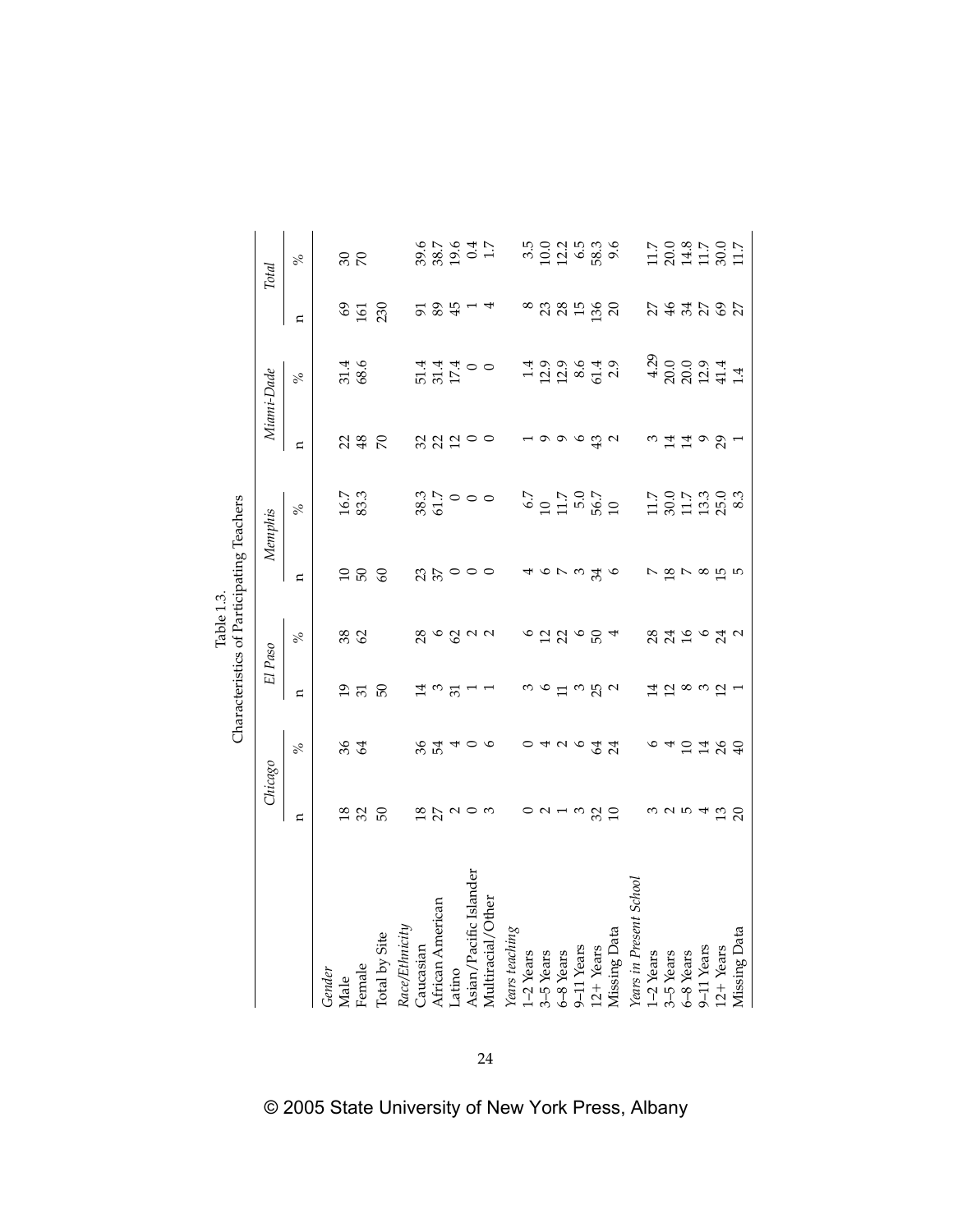Table 1.3.
Characteristics of Participating Teachers

| | Chicago | | El Paso | | Memphis | | Miami-Dade | | Total | |
|---|---|---|---|---|---|---|---|---|---|---|
| | n | % | n | % | n | % | n | % | n | % |
| *Gender* | | | | | | | | | | |
| Male | 18 | 36 | 19 | 38 | 10 | 16.7 | 22 | 31.4 | 69 | 30 |
| Female | 32 | 64 | 31 | 62 | 50 | 83.3 | 48 | 68.6 | 161 | 70 |
| Total by Site | 50 | | 50 | | 60 | | 70 | | 230 | |
| *Race/Ethnicity* | | | | | | | | | | |
| Caucasian | 18 | 36 | 14 | 28 | 23 | 38.3 | 32 | 51.4 | 91 | 39.6 |
| African American | 27 | 54 | 3 | 6 | 37 | 61.7 | 22 | 31.4 | 89 | 38.7 |
| Latino | 2 | 4 | 31 | 62 | 0 | 0 | 12 | 17.4 | 45 | 19.6 |
| Asian/Pacific Islander | 0 | 0 | 1 | 2 | 0 | 0 | 0 | 0 | 1 | 0.4 |
| Multiracial/Other | 3 | 6 | 1 | 2 | 0 | 0 | 0 | 0 | 4 | 1.7 |
| *Years teaching* | | | | | | | | | | |
| 1–2 Years | 0 | 0 | 3 | 6 | 4 | 6.7 | 1 | 1.4 | 8 | 3.5 |
| 3–5 Years | 2 | 4 | 6 | 12 | 6 | 10 | 9 | 12.9 | 23 | 10.0 |
| 6–8 Years | 1 | 2 | 11 | 22 | 7 | 11.7 | 9 | 12.9 | 28 | 12.2 |
| 9–11 Years | 3 | 6 | 3 | 6 | 3 | 5.0 | 6 | 8.6 | 15 | 6.5 |
| 12+ Years | 32 | 64 | 25 | 50 | 34 | 56.7 | 43 | 61.4 | 136 | 58.3 |
| Missing Data | 10 | 24 | 2 | 4 | 6 | 10 | 2 | 2.9 | 20 | 9.6 |
| *Years in Present School* | | | | | | | | | | |
| 1–2 Years | 3 | 6 | 14 | 28 | 7 | 11.7 | 3 | 4.29 | 27 | 11.7 |
| 3–5 Years | 2 | 4 | 12 | 24 | 18 | 30.0 | 14 | 20.0 | 46 | 20.0 |
| 6–8 Years | 5 | 10 | 8 | 16 | 7 | 11.7 | 14 | 20.0 | 34 | 14.8 |
| 9–11 Years | 4 | 14 | 3 | 6 | 8 | 13.3 | 9 | 12.9 | 27 | 11.7 |
| 12+ Years | 13 | 26 | 12 | 24 | 15 | 25.0 | 29 | 41.4 | 69 | 30.0 |
| Missing Data | 20 | 40 | 1 | 2 | 5 | 8.3 | 1 | 1.4 | 27 | 11.7 |

© 2005 State University of New York Press, Albany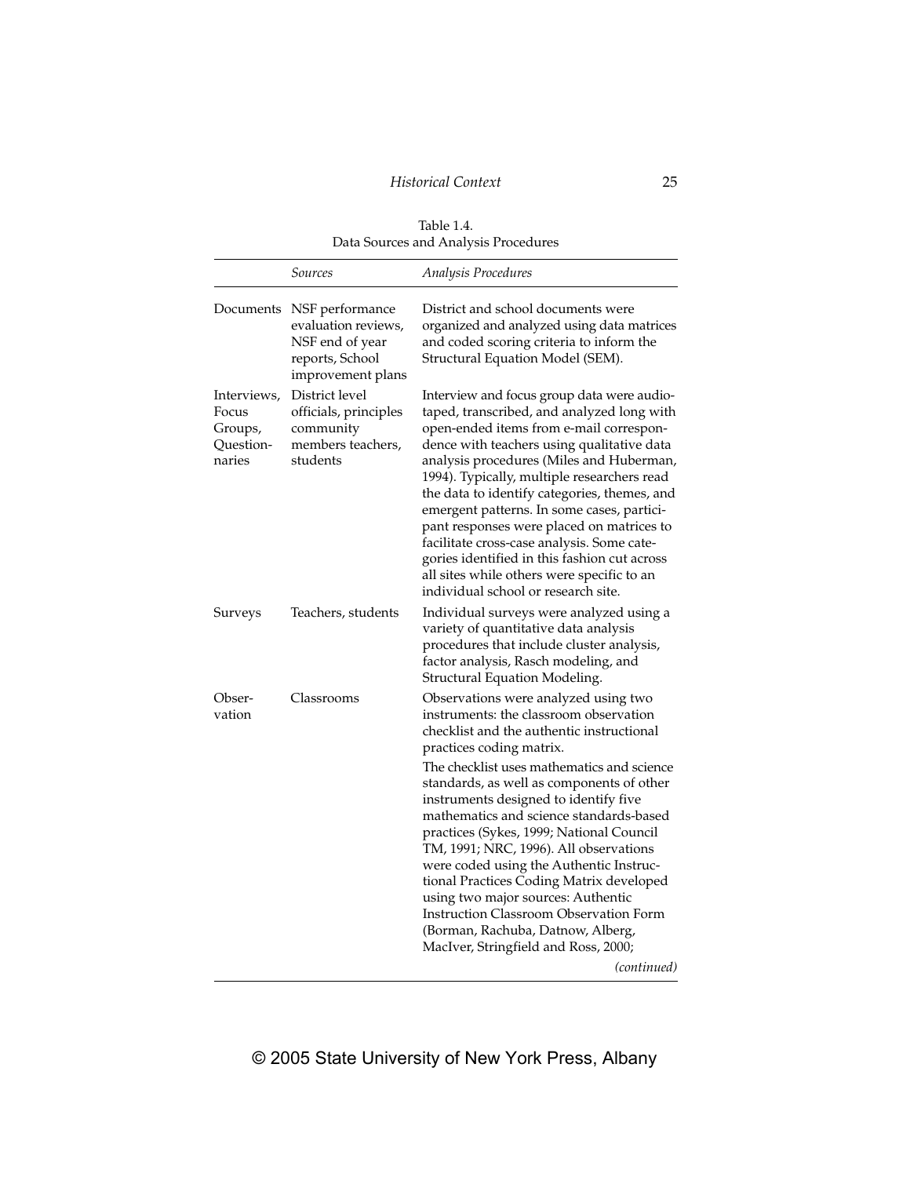Table 1.4.
Data Sources and Analysis Procedures

| | *Sources* | *Analysis Procedures* |
|---|---|---|
| Documents | NSF performance evaluation reviews, NSF end of year reports, School improvement plans | District and school documents were organized and analyzed using data matrices and coded scoring criteria to inform the Structural Equation Model (SEM). |
| Interviews, Focus Groups, Questionnaries | District level officials, principles community members teachers, students | Interview and focus group data were audiotaped, transcribed, and analyzed long with open-ended items from e-mail correspondence with teachers using qualitative data analysis procedures (Miles and Huberman, 1994). Typically, multiple researchers read the data to identify categories, themes, and emergent patterns. In some cases, participant responses were placed on matrices to facilitate cross-case analysis. Some categories identified in this fashion cut across all sites while others were specific to an individual school or research site. |
| Surveys | Teachers, students | Individual surveys were analyzed using a variety of quantitative data analysis procedures that include cluster analysis, factor analysis, Rasch modeling, and Structural Equation Modeling. |
| Observation | Classrooms | Observations were analyzed using two instruments: the classroom observation checklist and the authentic instructional practices coding matrix. The checklist uses mathematics and science standards, as well as components of other instruments designed to identify five mathematics and science standards-based practices (Sykes, 1999; National Council TM, 1991; NRC, 1996). All observations were coded using the Authentic Instructional Practices Coding Matrix developed using two major sources: Authentic Instruction Classroom Observation Form (Borman, Rachuba, Datnow, Alberg, MacIver, Stringfield and Ross, 2000; |

*(continued)*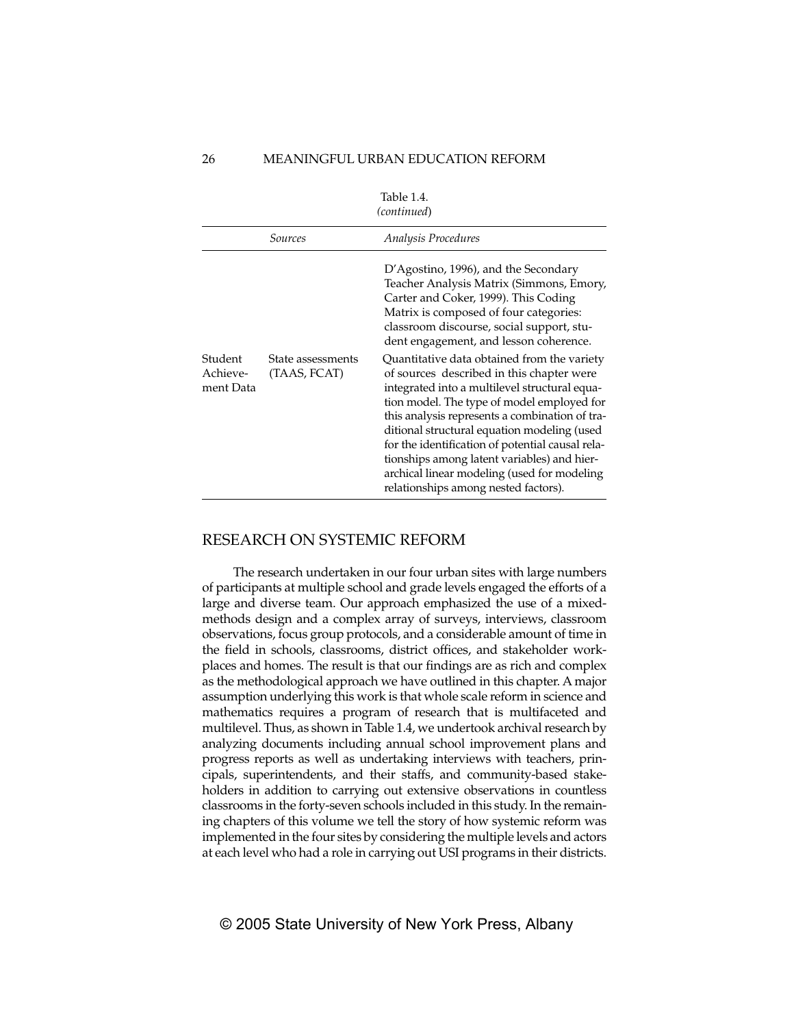Table 1.4.
*(continued)*

| | Sources | Analysis Procedures |
|---|---|---|
| | | D'Agostino, 1996), and the Secondary Teacher Analysis Matrix (Simmons, Emory, Carter and Coker, 1999). This Coding Matrix is composed of four categories: classroom discourse, social support, student engagement, and lesson coherence. |
| Student Achievement Data | State assessments (TAAS, FCAT) | Quantitative data obtained from the variety of sources described in this chapter were integrated into a multilevel structural equation model. The type of model employed for this analysis represents a combination of traditional structural equation modeling (used for the identification of potential causal relationships among latent variables) and hierarchical linear modeling (used for modeling relationships among nested factors). |

## RESEARCH ON SYSTEMIC REFORM

The research undertaken in our four urban sites with large numbers of participants at multiple school and grade levels engaged the efforts of a large and diverse team. Our approach emphasized the use of a mixed-methods design and a complex array of surveys, interviews, classroom observations, focus group protocols, and a considerable amount of time in the field in schools, classrooms, district offices, and stakeholder workplaces and homes. The result is that our findings are as rich and complex as the methodological approach we have outlined in this chapter. A major assumption underlying this work is that whole scale reform in science and mathematics requires a program of research that is multifaceted and multilevel. Thus, as shown in Table 1.4, we undertook archival research by analyzing documents including annual school improvement plans and progress reports as well as undertaking interviews with teachers, principals, superintendents, and their staffs, and community-based stakeholders in addition to carrying out extensive observations in countless classrooms in the forty-seven schools included in this study. In the remaining chapters of this volume we tell the story of how systemic reform was implemented in the four sites by considering the multiple levels and actors at each level who had a role in carrying out USI programs in their districts.

© 2005 State University of New York Press, Albany